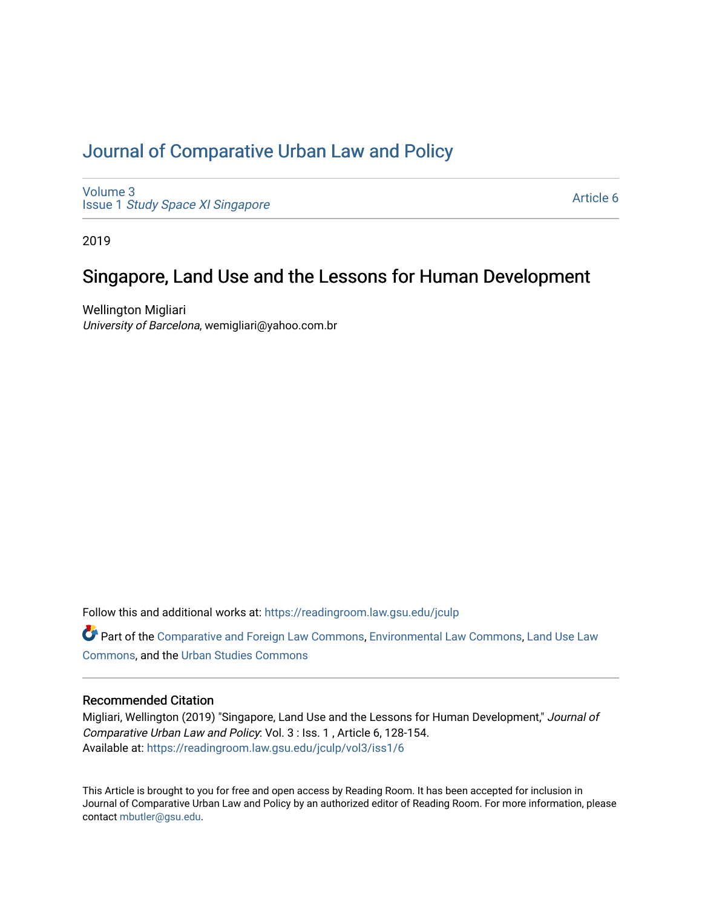# Journal of Comparative Urban Law and Policy

Volume 3
Issue 1 *Study Space XI Singapore*

Article 6

2019

## Singapore, Land Use and the Lessons for Human Development

Wellington Migliari
*University of Barcelona*, wemigliari@yahoo.com.br

Follow this and additional works at: https://readingroom.law.gsu.edu/jculp

Part of the Comparative and Foreign Law Commons, Environmental Law Commons, Land Use Law Commons, and the Urban Studies Commons

### Recommended Citation

Migliari, Wellington (2019) "Singapore, Land Use and the Lessons for Human Development," *Journal of Comparative Urban Law and Policy*: Vol. 3 : Iss. 1 , Article 6, 128-154.
Available at: https://readingroom.law.gsu.edu/jculp/vol3/iss1/6

This Article is brought to you for free and open access by Reading Room. It has been accepted for inclusion in Journal of Comparative Urban Law and Policy by an authorized editor of Reading Room. For more information, please contact mbutler@gsu.edu.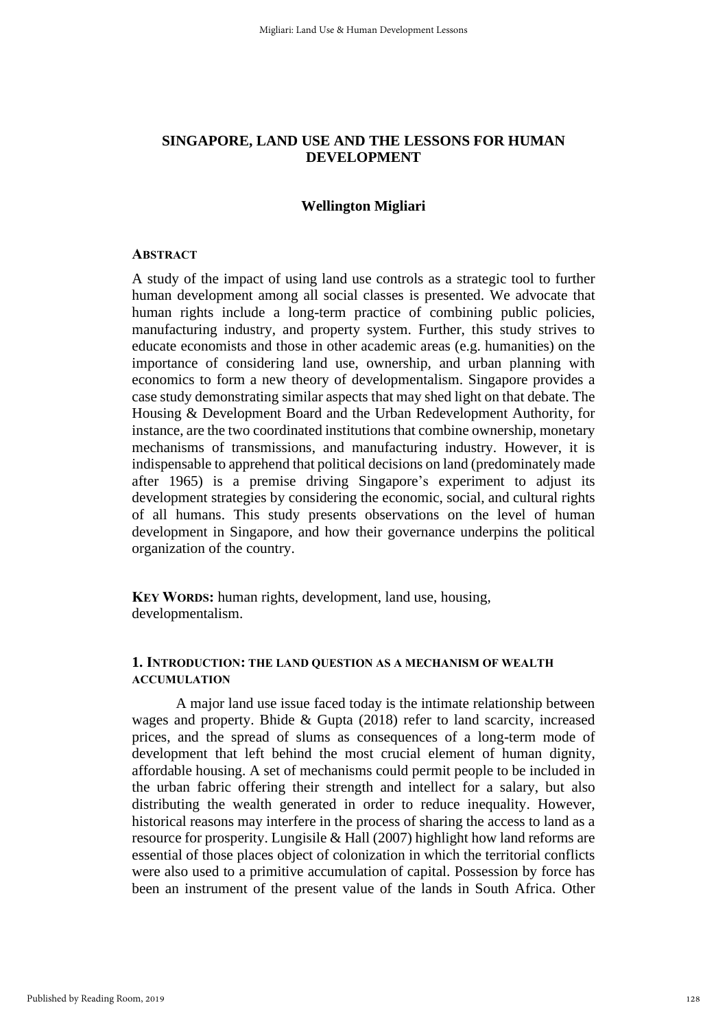# SINGAPORE, LAND USE AND THE LESSONS FOR HUMAN DEVELOPMENT

**Wellington Migliari**

### ABSTRACT

A study of the impact of using land use controls as a strategic tool to further human development among all social classes is presented. We advocate that human rights include a long-term practice of combining public policies, manufacturing industry, and property system. Further, this study strives to educate economists and those in other academic areas (e.g. humanities) on the importance of considering land use, ownership, and urban planning with economics to form a new theory of developmentalism. Singapore provides a case study demonstrating similar aspects that may shed light on that debate. The Housing & Development Board and the Urban Redevelopment Authority, for instance, are the two coordinated institutions that combine ownership, monetary mechanisms of transmissions, and manufacturing industry. However, it is indispensable to apprehend that political decisions on land (predominately made after 1965) is a premise driving Singapore's experiment to adjust its development strategies by considering the economic, social, and cultural rights of all humans. This study presents observations on the level of human development in Singapore, and how their governance underpins the political organization of the country.

**KEY WORDS:** human rights, development, land use, housing, developmentalism.

## 1. INTRODUCTION: THE LAND QUESTION AS A MECHANISM OF WEALTH ACCUMULATION

A major land use issue faced today is the intimate relationship between wages and property. Bhide & Gupta (2018) refer to land scarcity, increased prices, and the spread of slums as consequences of a long-term mode of development that left behind the most crucial element of human dignity, affordable housing. A set of mechanisms could permit people to be included in the urban fabric offering their strength and intellect for a salary, but also distributing the wealth generated in order to reduce inequality. However, historical reasons may interfere in the process of sharing the access to land as a resource for prosperity. Lungisile & Hall (2007) highlight how land reforms are essential of those places object of colonization in which the territorial conflicts were also used to a primitive accumulation of capital. Possession by force has been an instrument of the present value of the lands in South Africa. Other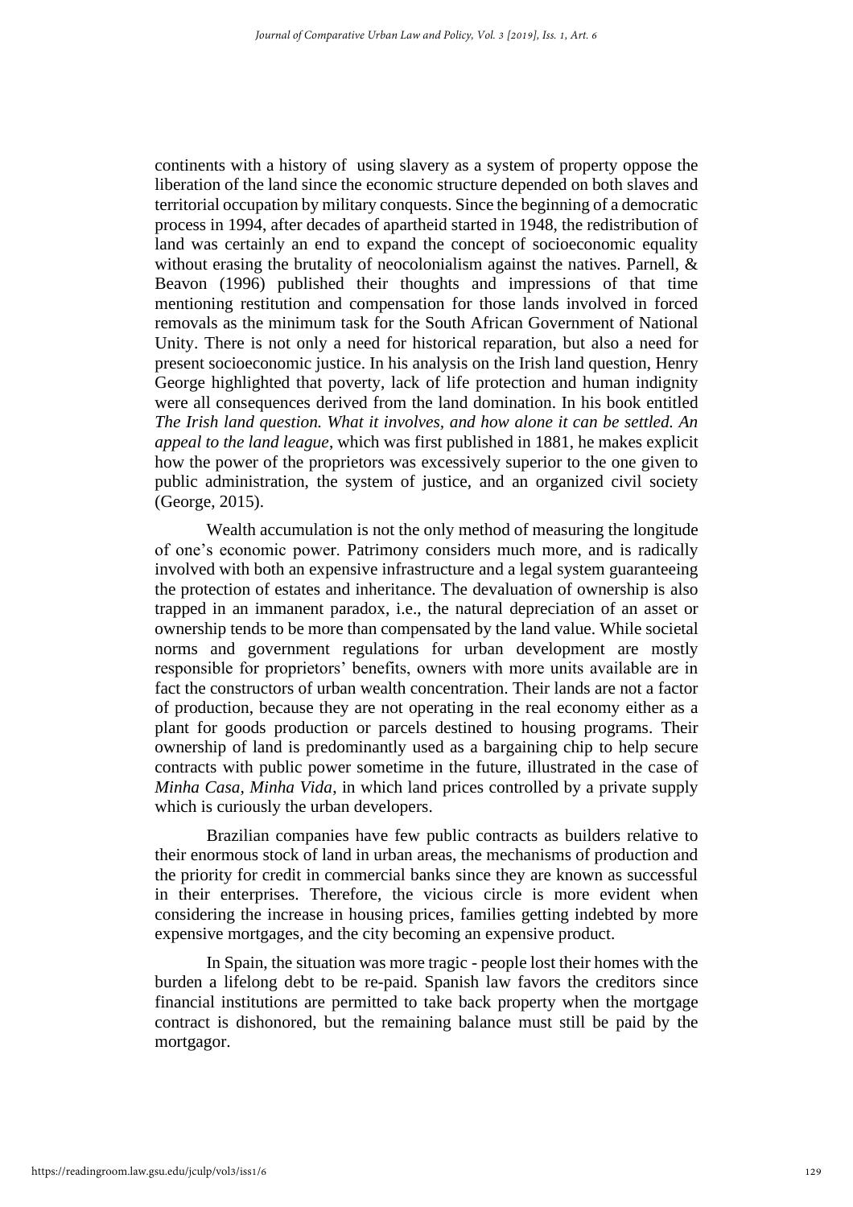continents with a history of using slavery as a system of property oppose the liberation of the land since the economic structure depended on both slaves and territorial occupation by military conquests. Since the beginning of a democratic process in 1994, after decades of apartheid started in 1948, the redistribution of land was certainly an end to expand the concept of socioeconomic equality without erasing the brutality of neocolonialism against the natives. Parnell, & Beavon (1996) published their thoughts and impressions of that time mentioning restitution and compensation for those lands involved in forced removals as the minimum task for the South African Government of National Unity. There is not only a need for historical reparation, but also a need for present socioeconomic justice. In his analysis on the Irish land question, Henry George highlighted that poverty, lack of life protection and human indignity were all consequences derived from the land domination. In his book entitled *The Irish land question. What it involves, and how alone it can be settled. An appeal to the land league*, which was first published in 1881, he makes explicit how the power of the proprietors was excessively superior to the one given to public administration, the system of justice, and an organized civil society (George, 2015).

Wealth accumulation is not the only method of measuring the longitude of one's economic power. Patrimony considers much more, and is radically involved with both an expensive infrastructure and a legal system guaranteeing the protection of estates and inheritance. The devaluation of ownership is also trapped in an immanent paradox, i.e., the natural depreciation of an asset or ownership tends to be more than compensated by the land value. While societal norms and government regulations for urban development are mostly responsible for proprietors' benefits, owners with more units available are in fact the constructors of urban wealth concentration. Their lands are not a factor of production, because they are not operating in the real economy either as a plant for goods production or parcels destined to housing programs. Their ownership of land is predominantly used as a bargaining chip to help secure contracts with public power sometime in the future, illustrated in the case of *Minha Casa, Minha Vida*, in which land prices controlled by a private supply which is curiously the urban developers.

Brazilian companies have few public contracts as builders relative to their enormous stock of land in urban areas, the mechanisms of production and the priority for credit in commercial banks since they are known as successful in their enterprises. Therefore, the vicious circle is more evident when considering the increase in housing prices, families getting indebted by more expensive mortgages, and the city becoming an expensive product.

In Spain, the situation was more tragic - people lost their homes with the burden a lifelong debt to be re-paid. Spanish law favors the creditors since financial institutions are permitted to take back property when the mortgage contract is dishonored, but the remaining balance must still be paid by the mortgagor.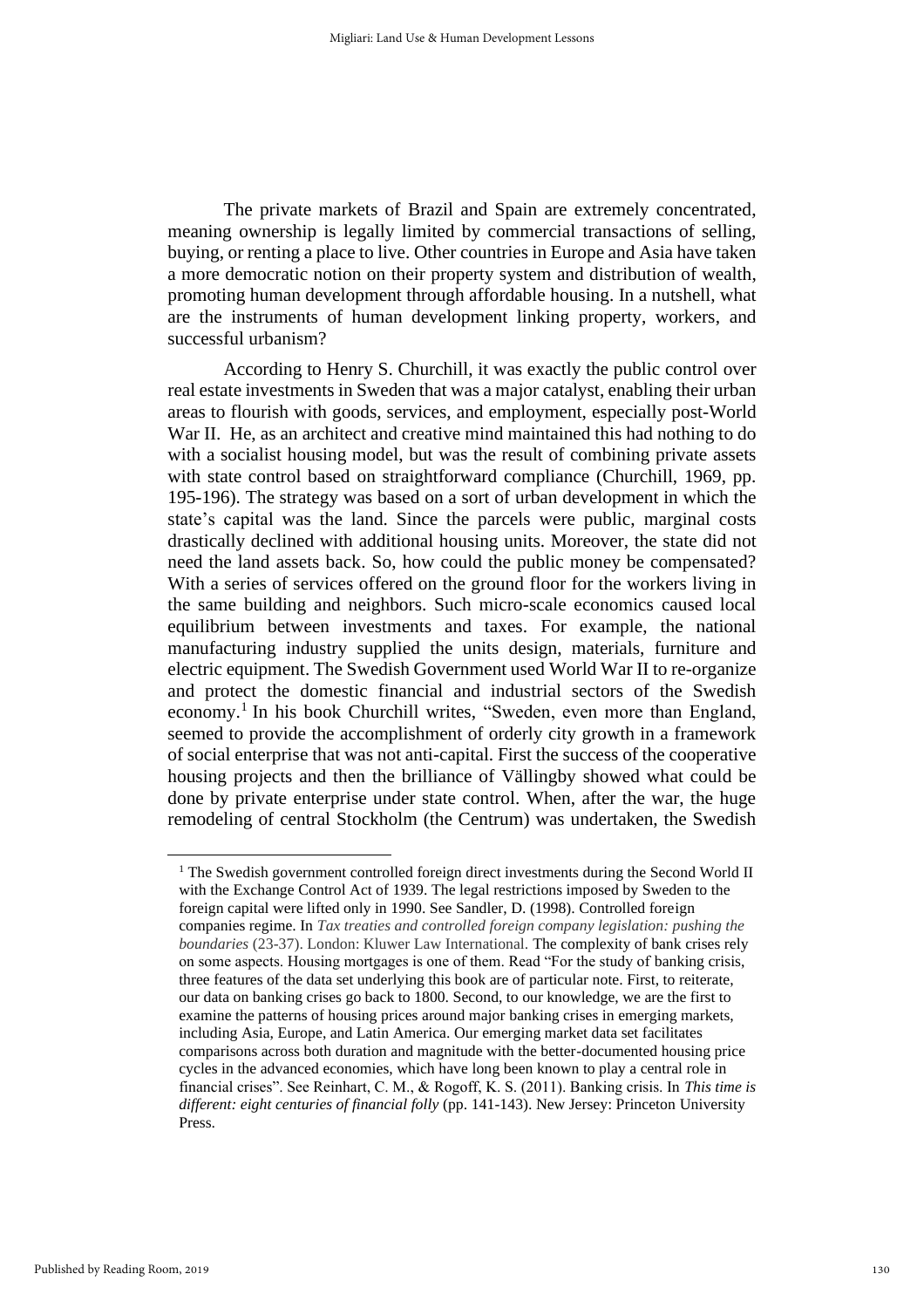The private markets of Brazil and Spain are extremely concentrated, meaning ownership is legally limited by commercial transactions of selling, buying, or renting a place to live. Other countries in Europe and Asia have taken a more democratic notion on their property system and distribution of wealth, promoting human development through affordable housing. In a nutshell, what are the instruments of human development linking property, workers, and successful urbanism?

According to Henry S. Churchill, it was exactly the public control over real estate investments in Sweden that was a major catalyst, enabling their urban areas to flourish with goods, services, and employment, especially post-World War II. He, as an architect and creative mind maintained this had nothing to do with a socialist housing model, but was the result of combining private assets with state control based on straightforward compliance (Churchill, 1969, pp. 195-196). The strategy was based on a sort of urban development in which the state's capital was the land. Since the parcels were public, marginal costs drastically declined with additional housing units. Moreover, the state did not need the land assets back. So, how could the public money be compensated? With a series of services offered on the ground floor for the workers living in the same building and neighbors. Such micro-scale economics caused local equilibrium between investments and taxes. For example, the national manufacturing industry supplied the units design, materials, furniture and electric equipment. The Swedish Government used World War II to re-organize and protect the domestic financial and industrial sectors of the Swedish economy.[1] In his book Churchill writes, "Sweden, even more than England, seemed to provide the accomplishment of orderly city growth in a framework of social enterprise that was not anti-capital. First the success of the cooperative housing projects and then the brilliance of Vällingby showed what could be done by private enterprise under state control. When, after the war, the huge remodeling of central Stockholm (the Centrum) was undertaken, the Swedish

[1] The Swedish government controlled foreign direct investments during the Second World II with the Exchange Control Act of 1939. The legal restrictions imposed by Sweden to the foreign capital were lifted only in 1990. See Sandler, D. (1998). Controlled foreign companies regime. In *Tax treaties and controlled foreign company legislation: pushing the boundaries* (23-37). London: Kluwer Law International. The complexity of bank crises rely on some aspects. Housing mortgages is one of them. Read "For the study of banking crisis, three features of the data set underlying this book are of particular note. First, to reiterate, our data on banking crises go back to 1800. Second, to our knowledge, we are the first to examine the patterns of housing prices around major banking crises in emerging markets, including Asia, Europe, and Latin America. Our emerging market data set facilitates comparisons across both duration and magnitude with the better-documented housing price cycles in the advanced economies, which have long been known to play a central role in financial crises". See Reinhart, C. M., & Rogoff, K. S. (2011). Banking crisis. In *This time is different: eight centuries of financial folly* (pp. 141-143). New Jersey: Princeton University Press.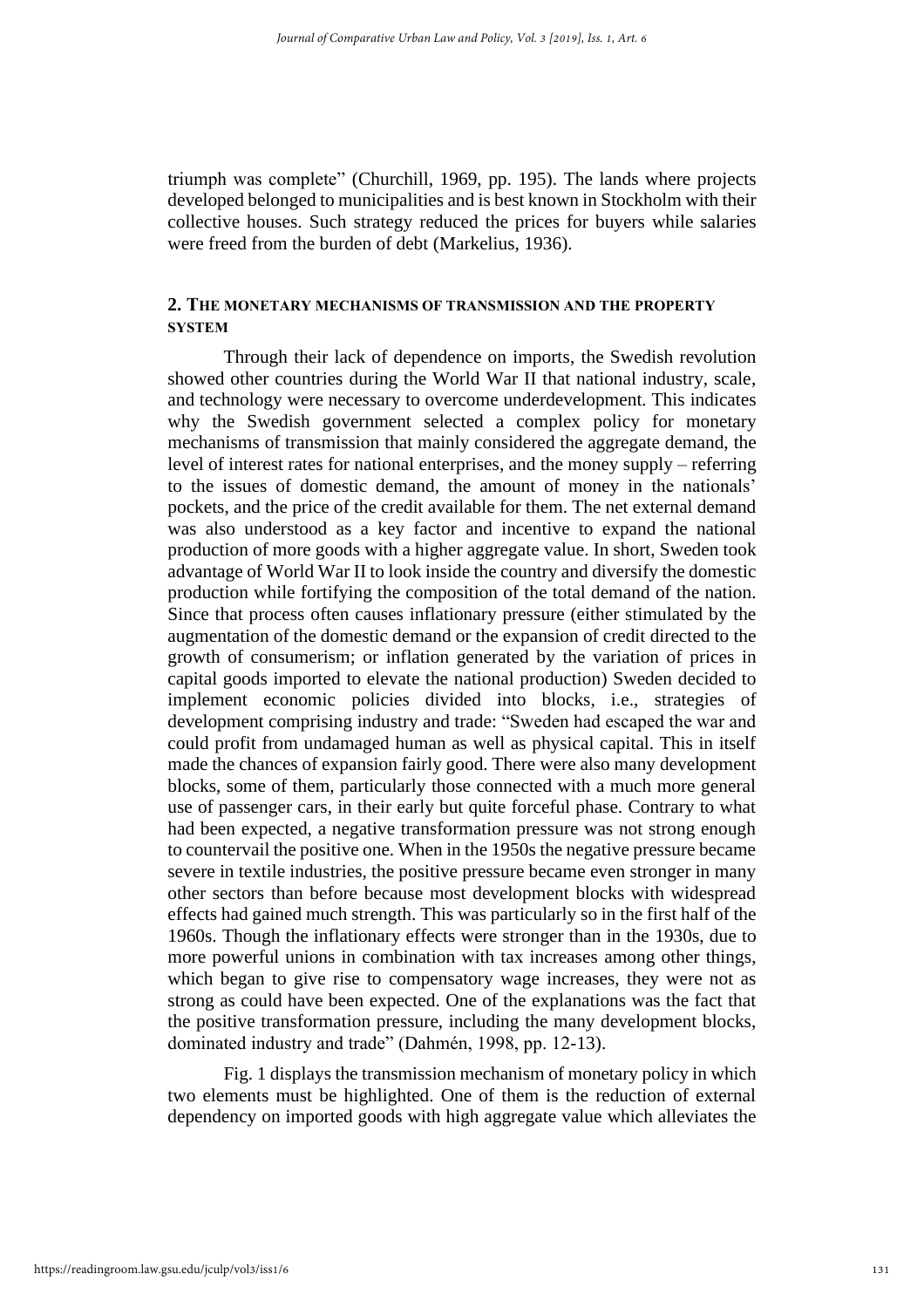triumph was complete" (Churchill, 1969, pp. 195). The lands where projects developed belonged to municipalities and is best known in Stockholm with their collective houses. Such strategy reduced the prices for buyers while salaries were freed from the burden of debt (Markelius, 1936).

## 2. The monetary mechanisms of transmission and the property system

Through their lack of dependence on imports, the Swedish revolution showed other countries during the World War II that national industry, scale, and technology were necessary to overcome underdevelopment. This indicates why the Swedish government selected a complex policy for monetary mechanisms of transmission that mainly considered the aggregate demand, the level of interest rates for national enterprises, and the money supply – referring to the issues of domestic demand, the amount of money in the nationals' pockets, and the price of the credit available for them. The net external demand was also understood as a key factor and incentive to expand the national production of more goods with a higher aggregate value. In short, Sweden took advantage of World War II to look inside the country and diversify the domestic production while fortifying the composition of the total demand of the nation. Since that process often causes inflationary pressure (either stimulated by the augmentation of the domestic demand or the expansion of credit directed to the growth of consumerism; or inflation generated by the variation of prices in capital goods imported to elevate the national production) Sweden decided to implement economic policies divided into blocks, i.e., strategies of development comprising industry and trade: "Sweden had escaped the war and could profit from undamaged human as well as physical capital. This in itself made the chances of expansion fairly good. There were also many development blocks, some of them, particularly those connected with a much more general use of passenger cars, in their early but quite forceful phase. Contrary to what had been expected, a negative transformation pressure was not strong enough to countervail the positive one. When in the 1950s the negative pressure became severe in textile industries, the positive pressure became even stronger in many other sectors than before because most development blocks with widespread effects had gained much strength. This was particularly so in the first half of the 1960s. Though the inflationary effects were stronger than in the 1930s, due to more powerful unions in combination with tax increases among other things, which began to give rise to compensatory wage increases, they were not as strong as could have been expected. One of the explanations was the fact that the positive transformation pressure, including the many development blocks, dominated industry and trade" (Dahmén, 1998, pp. 12-13).

Fig. 1 displays the transmission mechanism of monetary policy in which two elements must be highlighted. One of them is the reduction of external dependency on imported goods with high aggregate value which alleviates the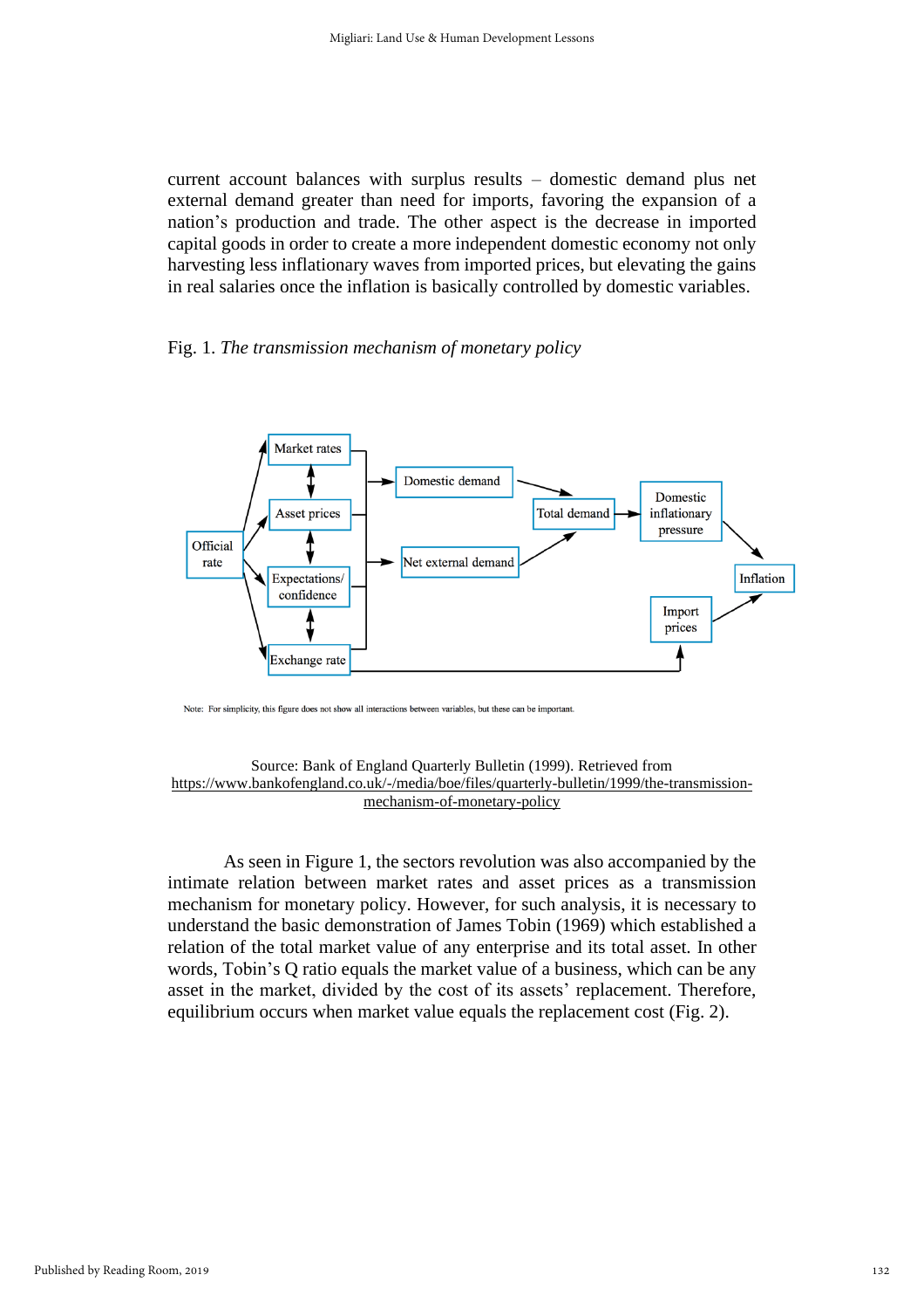current account balances with surplus results – domestic demand plus net external demand greater than need for imports, favoring the expansion of a nation's production and trade. The other aspect is the decrease in imported capital goods in order to create a more independent domestic economy not only harvesting less inflationary waves from imported prices, but elevating the gains in real salaries once the inflation is basically controlled by domestic variables.

Fig. 1. *The transmission mechanism of monetary policy*

Source: Bank of England Quarterly Bulletin (1999). Retrieved from https://www.bankofengland.co.uk/-/media/boe/files/quarterly-bulletin/1999/the-transmission-mechanism-of-monetary-policy

As seen in Figure 1, the sectors revolution was also accompanied by the intimate relation between market rates and asset prices as a transmission mechanism for monetary policy. However, for such analysis, it is necessary to understand the basic demonstration of James Tobin (1969) which established a relation of the total market value of any enterprise and its total asset. In other words, Tobin's Q ratio equals the market value of a business, which can be any asset in the market, divided by the cost of its assets' replacement. Therefore, equilibrium occurs when market value equals the replacement cost (Fig. 2).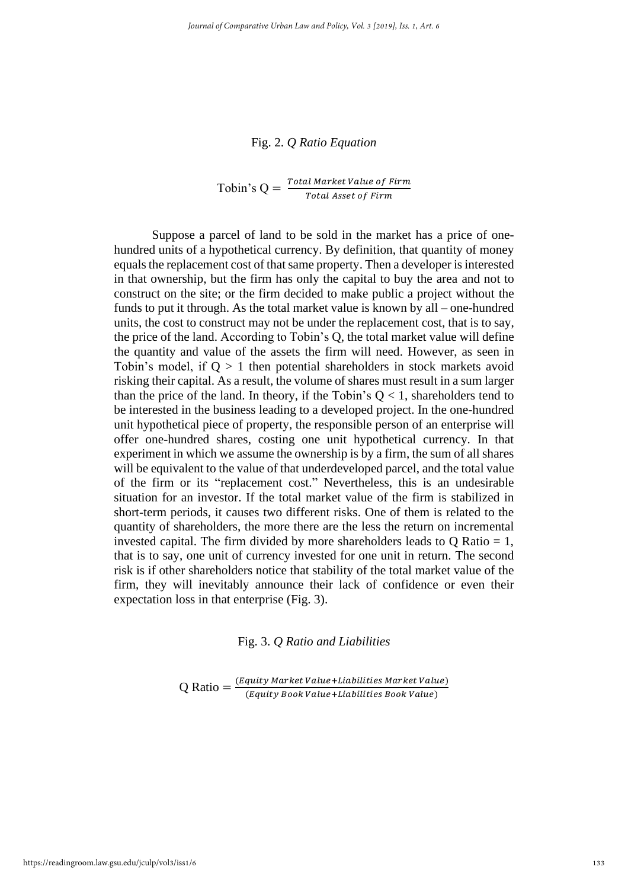Fig. 2. *Q Ratio Equation*

$$\text{Tobin's Q} = \frac{Total\ Market\ Value\ of\ Firm}{Total\ Asset\ of\ Firm}$$

Suppose a parcel of land to be sold in the market has a price of one-hundred units of a hypothetical currency. By definition, that quantity of money equals the replacement cost of that same property. Then a developer is interested in that ownership, but the firm has only the capital to buy the area and not to construct on the site; or the firm decided to make public a project without the funds to put it through. As the total market value is known by all – one-hundred units, the cost to construct may not be under the replacement cost, that is to say, the price of the land. According to Tobin's Q, the total market value will define the quantity and value of the assets the firm will need. However, as seen in Tobin's model, if $Q > 1$ then potential shareholders in stock markets avoid risking their capital. As a result, the volume of shares must result in a sum larger than the price of the land. In theory, if the Tobin's $Q < 1$, shareholders tend to be interested in the business leading to a developed project. In the one-hundred unit hypothetical piece of property, the responsible person of an enterprise will offer one-hundred shares, costing one unit hypothetical currency. In that experiment in which we assume the ownership is by a firm, the sum of all shares will be equivalent to the value of that underdeveloped parcel, and the total value of the firm or its "replacement cost." Nevertheless, this is an undesirable situation for an investor. If the total market value of the firm is stabilized in short-term periods, it causes two different risks. One of them is related to the quantity of shareholders, the more there are the less the return on incremental invested capital. The firm divided by more shareholders leads to Q Ratio = 1, that is to say, one unit of currency invested for one unit in return. The second risk is if other shareholders notice that stability of the total market value of the firm, they will inevitably announce their lack of confidence or even their expectation loss in that enterprise (Fig. 3).

Fig. 3. *Q Ratio and Liabilities*

$$\text{Q Ratio} = \frac{(Equity\ Market\ Value + Liabilities\ Market\ Value)}{(Equity\ Book\ Value + Liabilities\ Book\ Value)}$$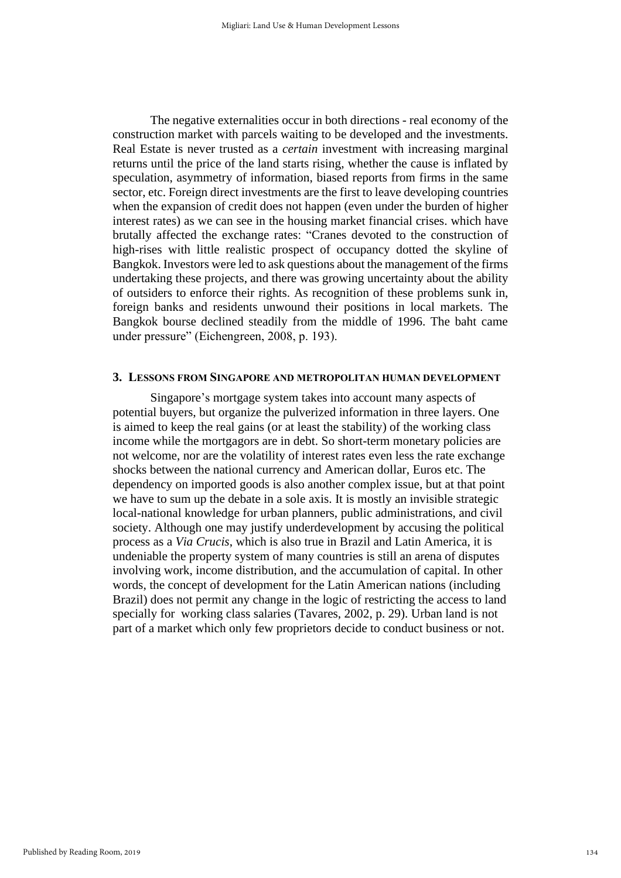The negative externalities occur in both directions - real economy of the construction market with parcels waiting to be developed and the investments. Real Estate is never trusted as a *certain* investment with increasing marginal returns until the price of the land starts rising, whether the cause is inflated by speculation, asymmetry of information, biased reports from firms in the same sector, etc. Foreign direct investments are the first to leave developing countries when the expansion of credit does not happen (even under the burden of higher interest rates) as we can see in the housing market financial crises. which have brutally affected the exchange rates: "Cranes devoted to the construction of high-rises with little realistic prospect of occupancy dotted the skyline of Bangkok. Investors were led to ask questions about the management of the firms undertaking these projects, and there was growing uncertainty about the ability of outsiders to enforce their rights. As recognition of these problems sunk in, foreign banks and residents unwound their positions in local markets. The Bangkok bourse declined steadily from the middle of 1996. The baht came under pressure" (Eichengreen, 2008, p. 193).

## 3. Lessons from Singapore and metropolitan human development

Singapore's mortgage system takes into account many aspects of potential buyers, but organize the pulverized information in three layers. One is aimed to keep the real gains (or at least the stability) of the working class income while the mortgagors are in debt. So short-term monetary policies are not welcome, nor are the volatility of interest rates even less the rate exchange shocks between the national currency and American dollar, Euros etc. The dependency on imported goods is also another complex issue, but at that point we have to sum up the debate in a sole axis. It is mostly an invisible strategic local-national knowledge for urban planners, public administrations, and civil society. Although one may justify underdevelopment by accusing the political process as a *Via Crucis*, which is also true in Brazil and Latin America, it is undeniable the property system of many countries is still an arena of disputes involving work, income distribution, and the accumulation of capital. In other words, the concept of development for the Latin American nations (including Brazil) does not permit any change in the logic of restricting the access to land specially for working class salaries (Tavares, 2002, p. 29). Urban land is not part of a market which only few proprietors decide to conduct business or not.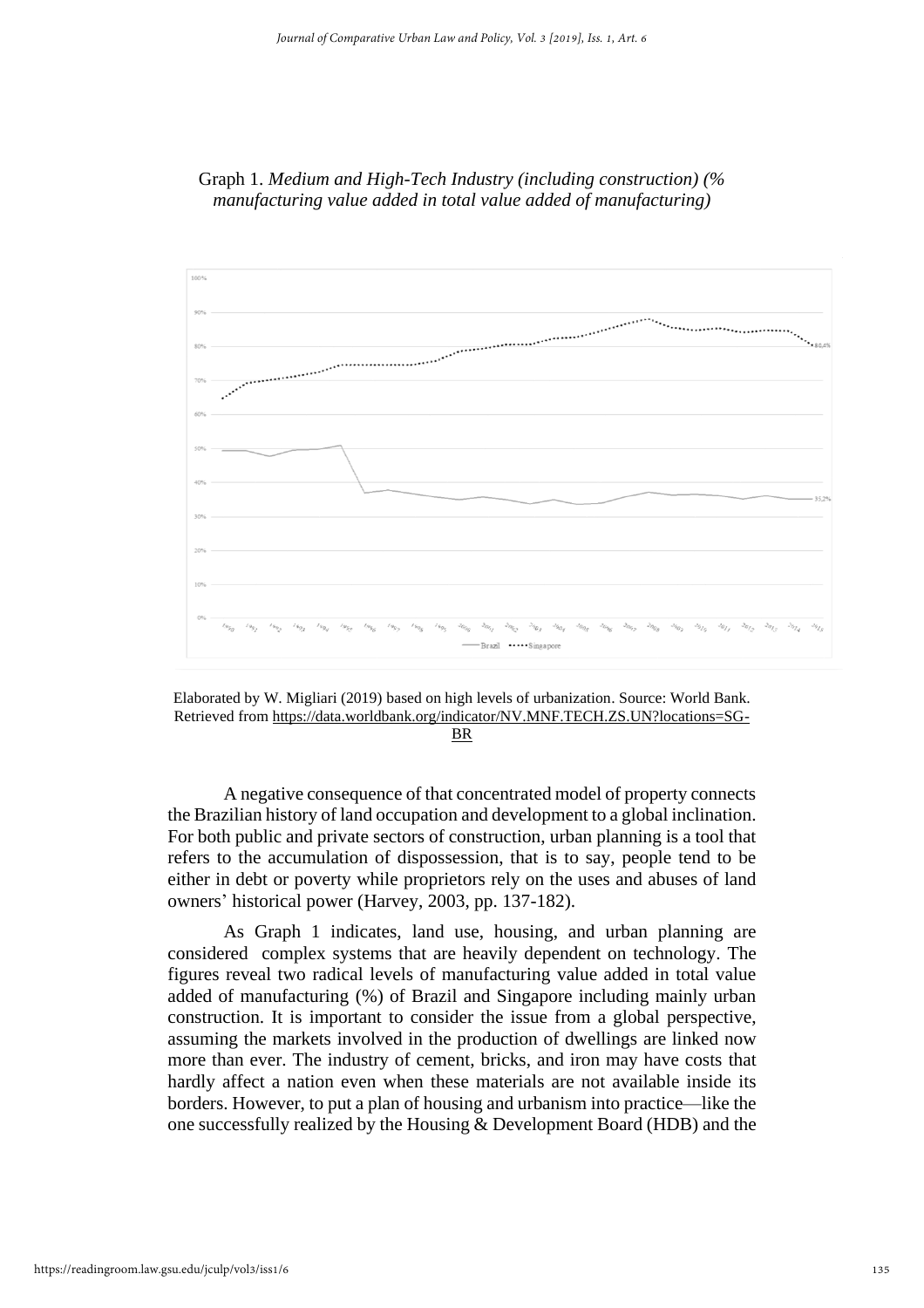Graph 1. *Medium and High-Tech Industry (including construction) (% manufacturing value added in total value added of manufacturing)*

Elaborated by W. Migliari (2019) based on high levels of urbanization. Source: World Bank. Retrieved from https://data.worldbank.org/indicator/NV.MNF.TECH.ZS.UN?locations=SG-BR

A negative consequence of that concentrated model of property connects the Brazilian history of land occupation and development to a global inclination. For both public and private sectors of construction, urban planning is a tool that refers to the accumulation of dispossession, that is to say, people tend to be either in debt or poverty while proprietors rely on the uses and abuses of land owners' historical power (Harvey, 2003, pp. 137-182).

As Graph 1 indicates, land use, housing, and urban planning are considered complex systems that are heavily dependent on technology. The figures reveal two radical levels of manufacturing value added in total value added of manufacturing (%) of Brazil and Singapore including mainly urban construction. It is important to consider the issue from a global perspective, assuming the markets involved in the production of dwellings are linked now more than ever. The industry of cement, bricks, and iron may have costs that hardly affect a nation even when these materials are not available inside its borders. However, to put a plan of housing and urbanism into practice—like the one successfully realized by the Housing & Development Board (HDB) and the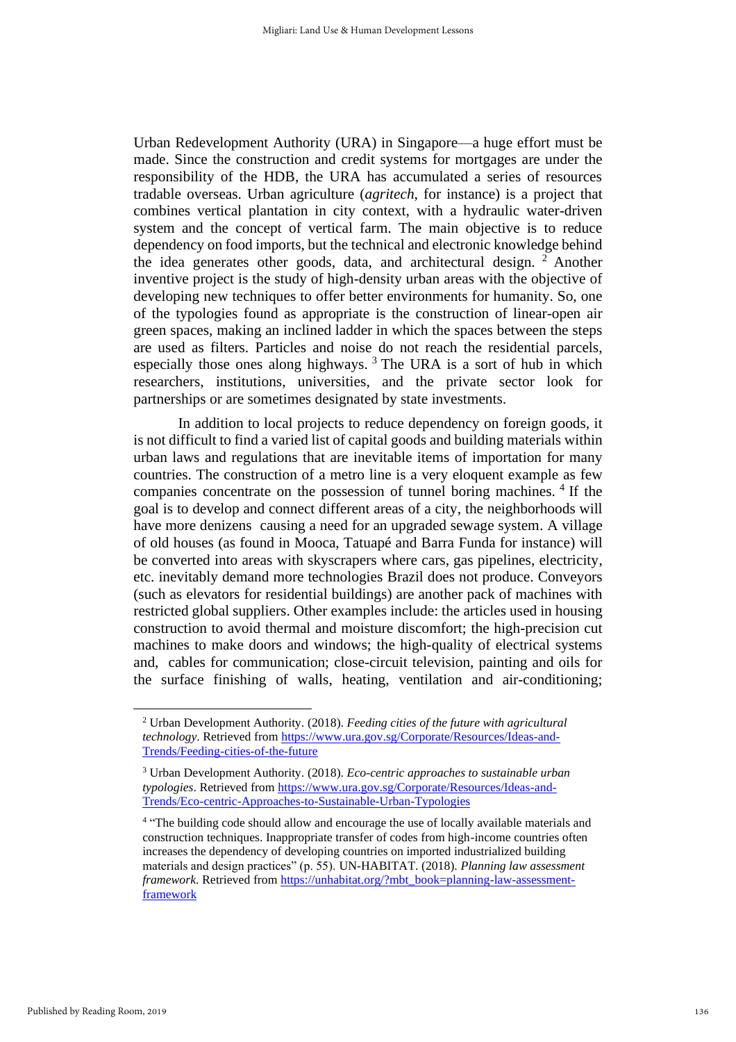Urban Redevelopment Authority (URA) in Singapore—a huge effort must be made. Since the construction and credit systems for mortgages are under the responsibility of the HDB, the URA has accumulated a series of resources tradable overseas. Urban agriculture (*agritech*, for instance) is a project that combines vertical plantation in city context, with a hydraulic water-driven system and the concept of vertical farm. The main objective is to reduce dependency on food imports, but the technical and electronic knowledge behind the idea generates other goods, data, and architectural design. [2] Another inventive project is the study of high-density urban areas with the objective of developing new techniques to offer better environments for humanity. So, one of the typologies found as appropriate is the construction of linear-open air green spaces, making an inclined ladder in which the spaces between the steps are used as filters. Particles and noise do not reach the residential parcels, especially those ones along highways. [3] The URA is a sort of hub in which researchers, institutions, universities, and the private sector look for partnerships or are sometimes designated by state investments.

In addition to local projects to reduce dependency on foreign goods, it is not difficult to find a varied list of capital goods and building materials within urban laws and regulations that are inevitable items of importation for many countries. The construction of a metro line is a very eloquent example as few companies concentrate on the possession of tunnel boring machines. [4] If the goal is to develop and connect different areas of a city, the neighborhoods will have more denizens causing a need for an upgraded sewage system. A village of old houses (as found in Mooca, Tatuapé and Barra Funda for instance) will be converted into areas with skyscrapers where cars, gas pipelines, electricity, etc. inevitably demand more technologies Brazil does not produce. Conveyors (such as elevators for residential buildings) are another pack of machines with restricted global suppliers. Other examples include: the articles used in housing construction to avoid thermal and moisture discomfort; the high-precision cut machines to make doors and windows; the high-quality of electrical systems and, cables for communication; close-circuit television, painting and oils for the surface finishing of walls, heating, ventilation and air-conditioning;

---

[2] Urban Development Authority. (2018). *Feeding cities of the future with agricultural technology*. Retrieved from https://www.ura.gov.sg/Corporate/Resources/Ideas-and-Trends/Feeding-cities-of-the-future

[3] Urban Development Authority. (2018). *Eco-centric approaches to sustainable urban typologies*. Retrieved from https://www.ura.gov.sg/Corporate/Resources/Ideas-and-Trends/Eco-centric-Approaches-to-Sustainable-Urban-Typologies

[4] "The building code should allow and encourage the use of locally available materials and construction techniques. Inappropriate transfer of codes from high-income countries often increases the dependency of developing countries on imported industrialized building materials and design practices" (p. 55). UN-HABITAT. (2018). *Planning law assessment framework*. Retrieved from https://unhabitat.org/?mbt_book=planning-law-assessment-framework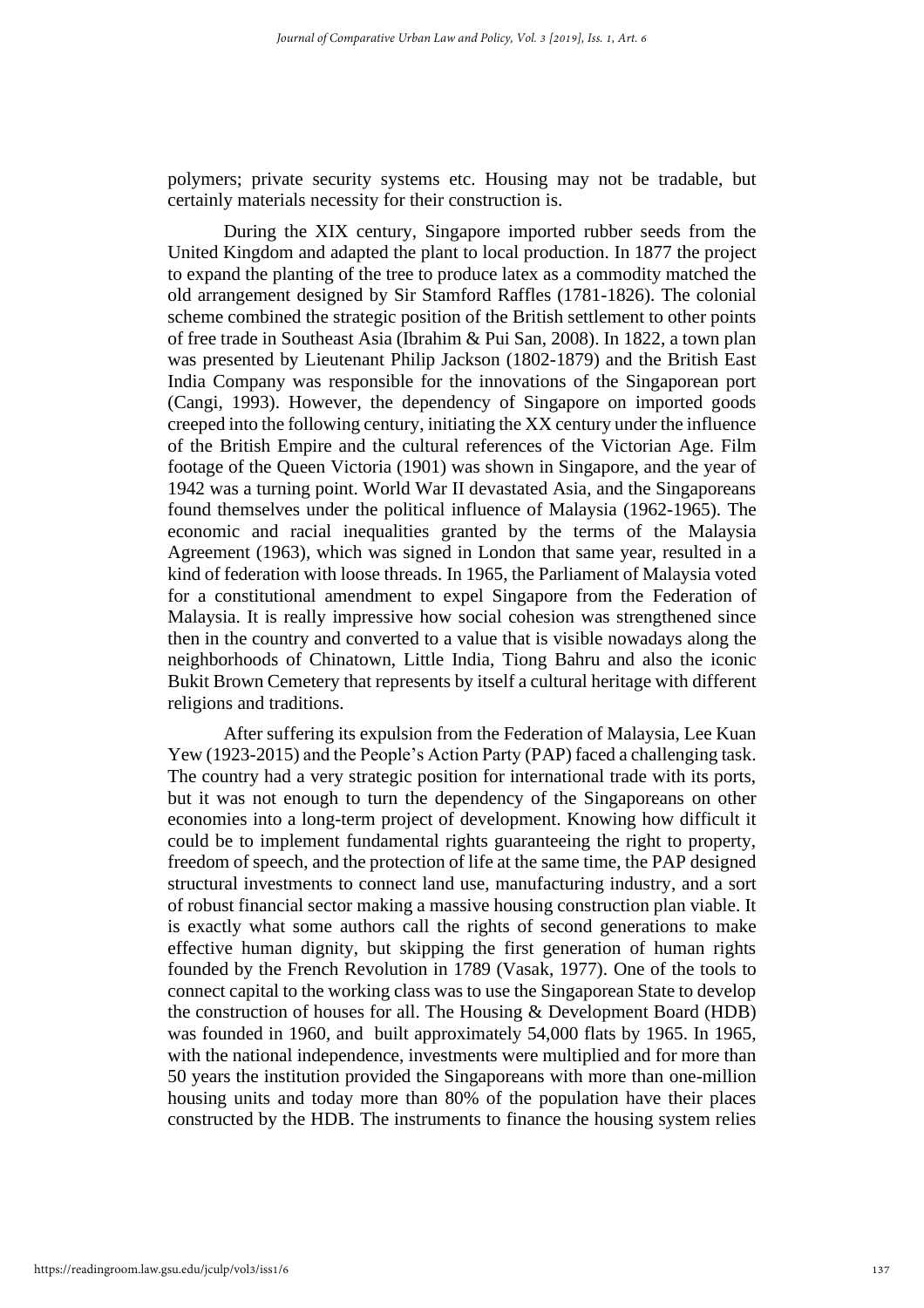polymers; private security systems etc. Housing may not be tradable, but certainly materials necessity for their construction is.

During the XIX century, Singapore imported rubber seeds from the United Kingdom and adapted the plant to local production. In 1877 the project to expand the planting of the tree to produce latex as a commodity matched the old arrangement designed by Sir Stamford Raffles (1781-1826). The colonial scheme combined the strategic position of the British settlement to other points of free trade in Southeast Asia (Ibrahim & Pui San, 2008). In 1822, a town plan was presented by Lieutenant Philip Jackson (1802-1879) and the British East India Company was responsible for the innovations of the Singaporean port (Cangi, 1993). However, the dependency of Singapore on imported goods creeped into the following century, initiating the XX century under the influence of the British Empire and the cultural references of the Victorian Age. Film footage of the Queen Victoria (1901) was shown in Singapore, and the year of 1942 was a turning point. World War II devastated Asia, and the Singaporeans found themselves under the political influence of Malaysia (1962-1965). The economic and racial inequalities granted by the terms of the Malaysia Agreement (1963), which was signed in London that same year, resulted in a kind of federation with loose threads. In 1965, the Parliament of Malaysia voted for a constitutional amendment to expel Singapore from the Federation of Malaysia. It is really impressive how social cohesion was strengthened since then in the country and converted to a value that is visible nowadays along the neighborhoods of Chinatown, Little India, Tiong Bahru and also the iconic Bukit Brown Cemetery that represents by itself a cultural heritage with different religions and traditions.

After suffering its expulsion from the Federation of Malaysia, Lee Kuan Yew (1923-2015) and the People's Action Party (PAP) faced a challenging task. The country had a very strategic position for international trade with its ports, but it was not enough to turn the dependency of the Singaporeans on other economies into a long-term project of development. Knowing how difficult it could be to implement fundamental rights guaranteeing the right to property, freedom of speech, and the protection of life at the same time, the PAP designed structural investments to connect land use, manufacturing industry, and a sort of robust financial sector making a massive housing construction plan viable. It is exactly what some authors call the rights of second generations to make effective human dignity, but skipping the first generation of human rights founded by the French Revolution in 1789 (Vasak, 1977). One of the tools to connect capital to the working class was to use the Singaporean State to develop the construction of houses for all. The Housing & Development Board (HDB) was founded in 1960, and built approximately 54,000 flats by 1965. In 1965, with the national independence, investments were multiplied and for more than 50 years the institution provided the Singaporeans with more than one-million housing units and today more than 80% of the population have their places constructed by the HDB. The instruments to finance the housing system relies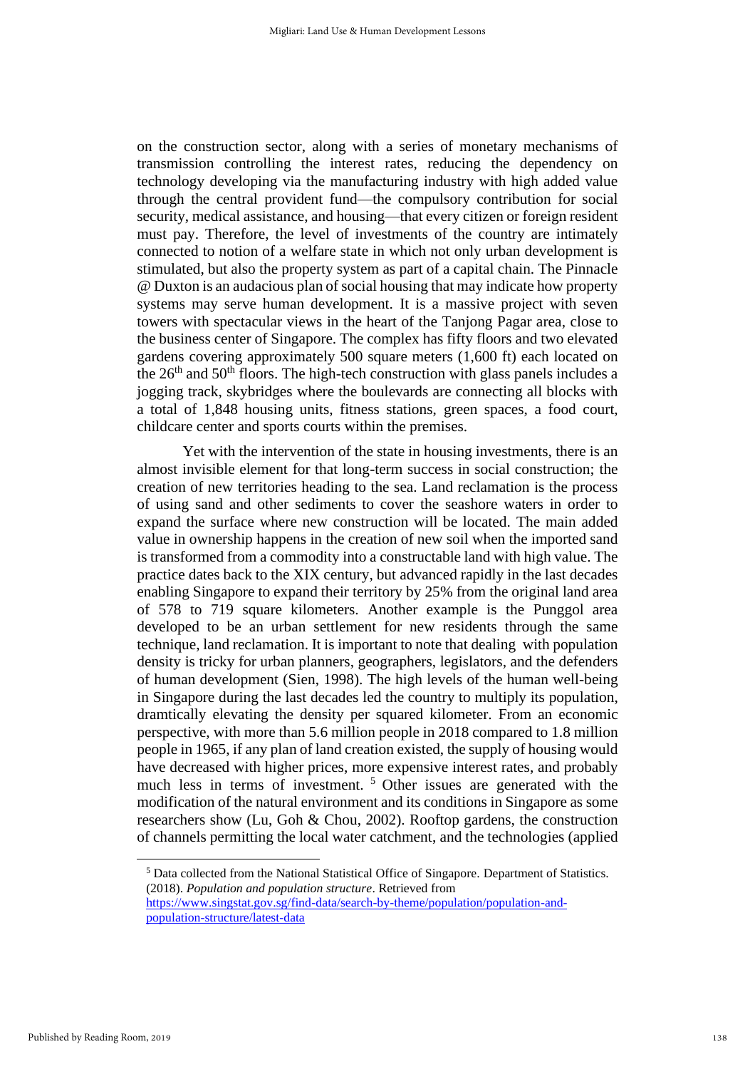on the construction sector, along with a series of monetary mechanisms of transmission controlling the interest rates, reducing the dependency on technology developing via the manufacturing industry with high added value through the central provident fund—the compulsory contribution for social security, medical assistance, and housing—that every citizen or foreign resident must pay. Therefore, the level of investments of the country are intimately connected to notion of a welfare state in which not only urban development is stimulated, but also the property system as part of a capital chain. The Pinnacle @ Duxton is an audacious plan of social housing that may indicate how property systems may serve human development. It is a massive project with seven towers with spectacular views in the heart of the Tanjong Pagar area, close to the business center of Singapore. The complex has fifty floors and two elevated gardens covering approximately 500 square meters (1,600 ft) each located on the 26th and 50th floors. The high-tech construction with glass panels includes a jogging track, skybridges where the boulevards are connecting all blocks with a total of 1,848 housing units, fitness stations, green spaces, a food court, childcare center and sports courts within the premises.

Yet with the intervention of the state in housing investments, there is an almost invisible element for that long-term success in social construction; the creation of new territories heading to the sea. Land reclamation is the process of using sand and other sediments to cover the seashore waters in order to expand the surface where new construction will be located. The main added value in ownership happens in the creation of new soil when the imported sand is transformed from a commodity into a constructable land with high value. The practice dates back to the XIX century, but advanced rapidly in the last decades enabling Singapore to expand their territory by 25% from the original land area of 578 to 719 square kilometers. Another example is the Punggol area developed to be an urban settlement for new residents through the same technique, land reclamation. It is important to note that dealing with population density is tricky for urban planners, geographers, legislators, and the defenders of human development (Sien, 1998). The high levels of the human well-being in Singapore during the last decades led the country to multiply its population, dramtically elevating the density per squared kilometer. From an economic perspective, with more than 5.6 million people in 2018 compared to 1.8 million people in 1965, if any plan of land creation existed, the supply of housing would have decreased with higher prices, more expensive interest rates, and probably much less in terms of investment. [5] Other issues are generated with the modification of the natural environment and its conditions in Singapore as some researchers show (Lu, Goh & Chou, 2002). Rooftop gardens, the construction of channels permitting the local water catchment, and the technologies (applied

[5] Data collected from the National Statistical Office of Singapore. Department of Statistics. (2018). *Population and population structure*. Retrieved from https://www.singstat.gov.sg/find-data/search-by-theme/population/population-and-population-structure/latest-data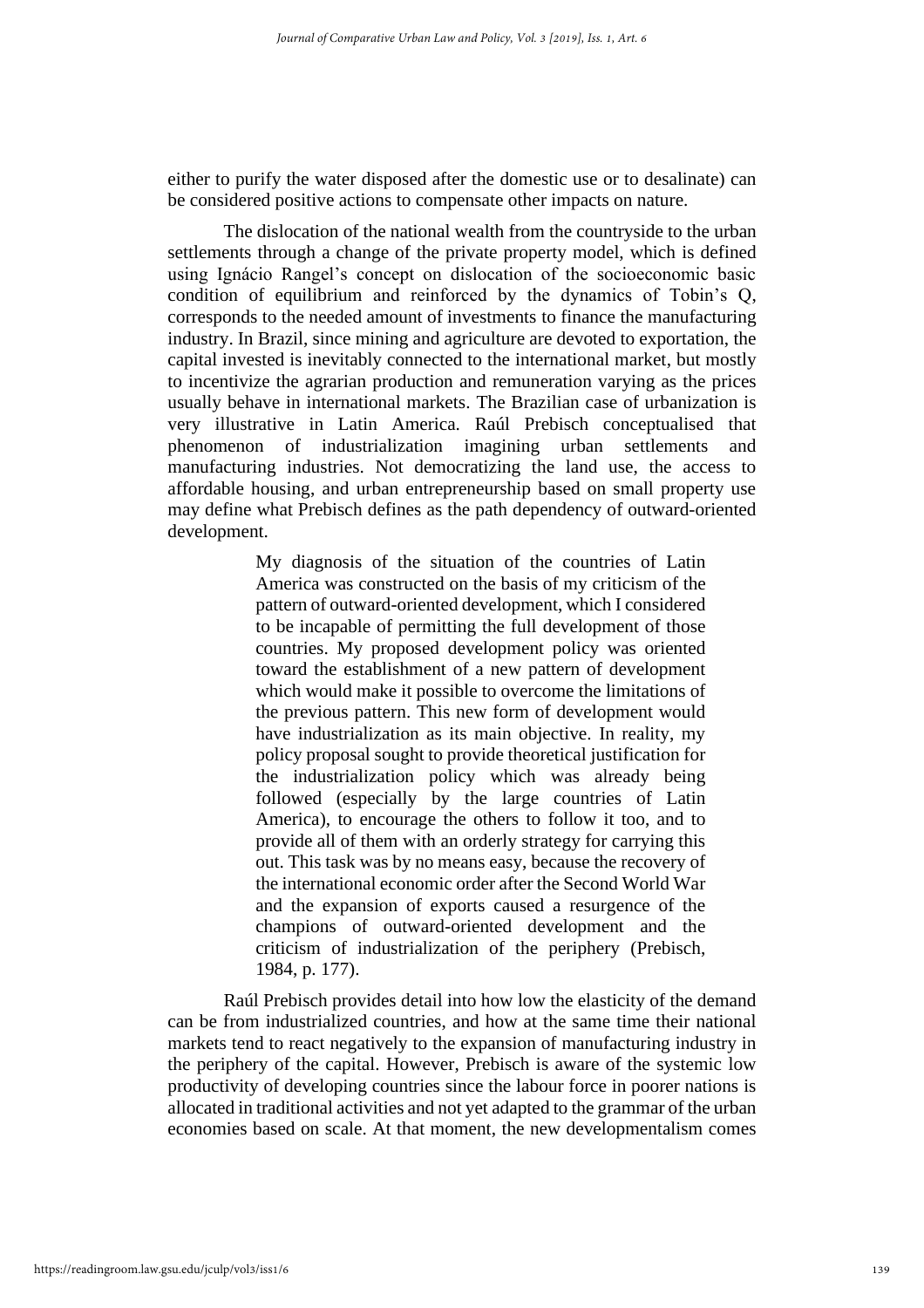either to purify the water disposed after the domestic use or to desalinate) can be considered positive actions to compensate other impacts on nature.

The dislocation of the national wealth from the countryside to the urban settlements through a change of the private property model, which is defined using Ignácio Rangel's concept on dislocation of the socioeconomic basic condition of equilibrium and reinforced by the dynamics of Tobin's Q, corresponds to the needed amount of investments to finance the manufacturing industry. In Brazil, since mining and agriculture are devoted to exportation, the capital invested is inevitably connected to the international market, but mostly to incentivize the agrarian production and remuneration varying as the prices usually behave in international markets. The Brazilian case of urbanization is very illustrative in Latin America. Raúl Prebisch conceptualised that phenomenon of industrialization imagining urban settlements and manufacturing industries. Not democratizing the land use, the access to affordable housing, and urban entrepreneurship based on small property use may define what Prebisch defines as the path dependency of outward-oriented development.

> My diagnosis of the situation of the countries of Latin America was constructed on the basis of my criticism of the pattern of outward-oriented development, which I considered to be incapable of permitting the full development of those countries. My proposed development policy was oriented toward the establishment of a new pattern of development which would make it possible to overcome the limitations of the previous pattern. This new form of development would have industrialization as its main objective. In reality, my policy proposal sought to provide theoretical justification for the industrialization policy which was already being followed (especially by the large countries of Latin America), to encourage the others to follow it too, and to provide all of them with an orderly strategy for carrying this out. This task was by no means easy, because the recovery of the international economic order after the Second World War and the expansion of exports caused a resurgence of the champions of outward-oriented development and the criticism of industrialization of the periphery (Prebisch, 1984, p. 177).

Raúl Prebisch provides detail into how low the elasticity of the demand can be from industrialized countries, and how at the same time their national markets tend to react negatively to the expansion of manufacturing industry in the periphery of the capital. However, Prebisch is aware of the systemic low productivity of developing countries since the labour force in poorer nations is allocated in traditional activities and not yet adapted to the grammar of the urban economies based on scale. At that moment, the new developmentalism comes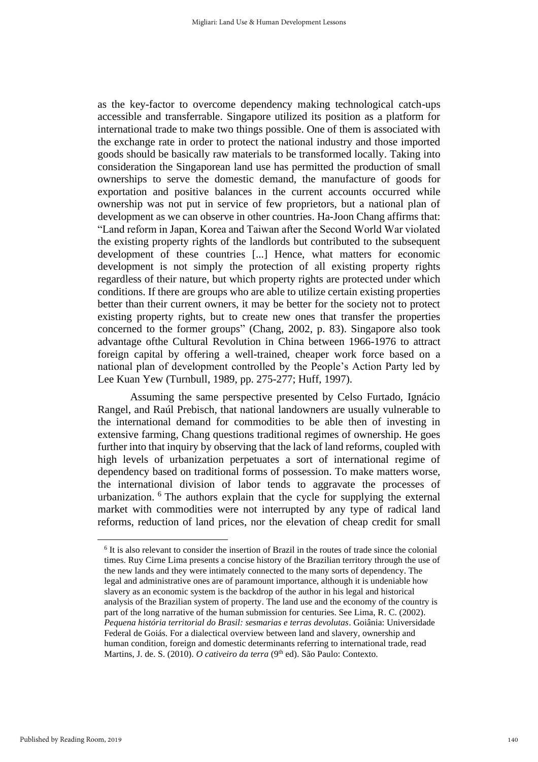as the key-factor to overcome dependency making technological catch-ups accessible and transferrable. Singapore utilized its position as a platform for international trade to make two things possible. One of them is associated with the exchange rate in order to protect the national industry and those imported goods should be basically raw materials to be transformed locally. Taking into consideration the Singaporean land use has permitted the production of small ownerships to serve the domestic demand, the manufacture of goods for exportation and positive balances in the current accounts occurred while ownership was not put in service of few proprietors, but a national plan of development as we can observe in other countries. Ha-Joon Chang affirms that: "Land reform in Japan, Korea and Taiwan after the Second World War violated the existing property rights of the landlords but contributed to the subsequent development of these countries [...] Hence, what matters for economic development is not simply the protection of all existing property rights regardless of their nature, but which property rights are protected under which conditions. If there are groups who are able to utilize certain existing properties better than their current owners, it may be better for the society not to protect existing property rights, but to create new ones that transfer the properties concerned to the former groups" (Chang, 2002, p. 83). Singapore also took advantage ofthe Cultural Revolution in China between 1966-1976 to attract foreign capital by offering a well-trained, cheaper work force based on a national plan of development controlled by the People's Action Party led by Lee Kuan Yew (Turnbull, 1989, pp. 275-277; Huff, 1997).

Assuming the same perspective presented by Celso Furtado, Ignácio Rangel, and Raúl Prebisch, that national landowners are usually vulnerable to the international demand for commodities to be able then of investing in extensive farming, Chang questions traditional regimes of ownership. He goes further into that inquiry by observing that the lack of land reforms, coupled with high levels of urbanization perpetuates a sort of international regime of dependency based on traditional forms of possession. To make matters worse, the international division of labor tends to aggravate the processes of urbanization. [6] The authors explain that the cycle for supplying the external market with commodities were not interrupted by any type of radical land reforms, reduction of land prices, nor the elevation of cheap credit for small

---

[6] It is also relevant to consider the insertion of Brazil in the routes of trade since the colonial times. Ruy Cirne Lima presents a concise history of the Brazilian territory through the use of the new lands and they were intimately connected to the many sorts of dependency. The legal and administrative ones are of paramount importance, although it is undeniable how slavery as an economic system is the backdrop of the author in his legal and historical analysis of the Brazilian system of property. The land use and the economy of the country is part of the long narrative of the human submission for centuries. See Lima, R. C. (2002). *Pequena história territorial do Brasil: sesmarias e terras devolutas*. Goiânia: Universidade Federal de Goiás. For a dialectical overview between land and slavery, ownership and human condition, foreign and domestic determinants referring to international trade, read Martins, J. de. S. (2010). *O cativeiro da terra* (9th ed). São Paulo: Contexto.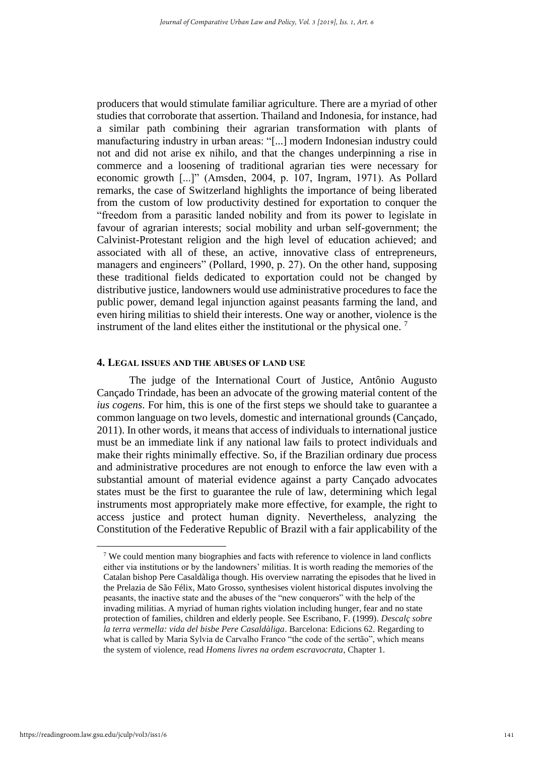producers that would stimulate familiar agriculture. There are a myriad of other studies that corroborate that assertion. Thailand and Indonesia, for instance, had a similar path combining their agrarian transformation with plants of manufacturing industry in urban areas: "[...] modern Indonesian industry could not and did not arise ex nihilo, and that the changes underpinning a rise in commerce and a loosening of traditional agrarian ties were necessary for economic growth [...]" (Amsden, 2004, p. 107, Ingram, 1971). As Pollard remarks, the case of Switzerland highlights the importance of being liberated from the custom of low productivity destined for exportation to conquer the "freedom from a parasitic landed nobility and from its power to legislate in favour of agrarian interests; social mobility and urban self-government; the Calvinist-Protestant religion and the high level of education achieved; and associated with all of these, an active, innovative class of entrepreneurs, managers and engineers" (Pollard, 1990, p. 27). On the other hand, supposing these traditional fields dedicated to exportation could not be changed by distributive justice, landowners would use administrative procedures to face the public power, demand legal injunction against peasants farming the land, and even hiring militias to shield their interests. One way or another, violence is the instrument of the land elites either the institutional or the physical one. [7]

## 4. Legal issues and the abuses of land use

The judge of the International Court of Justice, Antônio Augusto Cançado Trindade, has been an advocate of the growing material content of the *ius cogens*. For him, this is one of the first steps we should take to guarantee a common language on two levels, domestic and international grounds (Cançado, 2011). In other words, it means that access of individuals to international justice must be an immediate link if any national law fails to protect individuals and make their rights minimally effective. So, if the Brazilian ordinary due process and administrative procedures are not enough to enforce the law even with a substantial amount of material evidence against a party Cançado advocates states must be the first to guarantee the rule of law, determining which legal instruments most appropriately make more effective, for example, the right to access justice and protect human dignity. Nevertheless, analyzing the Constitution of the Federative Republic of Brazil with a fair applicability of the

[7] We could mention many biographies and facts with reference to violence in land conflicts either via institutions or by the landowners' militias. It is worth reading the memories of the Catalan bishop Pere Casaldàliga though. His overview narrating the episodes that he lived in the Prelazia de São Félix, Mato Grosso, synthesises violent historical disputes involving the peasants, the inactive state and the abuses of the "new conquerors" with the help of the invading militias. A myriad of human rights violation including hunger, fear and no state protection of families, children and elderly people. See Escribano, F. (1999). *Descalç sobre la terra vermella: vida del bisbe Pere Casaldàliga*. Barcelona: Edicions 62. Regarding to what is called by Maria Sylvia de Carvalho Franco "the code of the sertão", which means the system of violence, read *Homens livres na ordem escravocrata*, Chapter 1.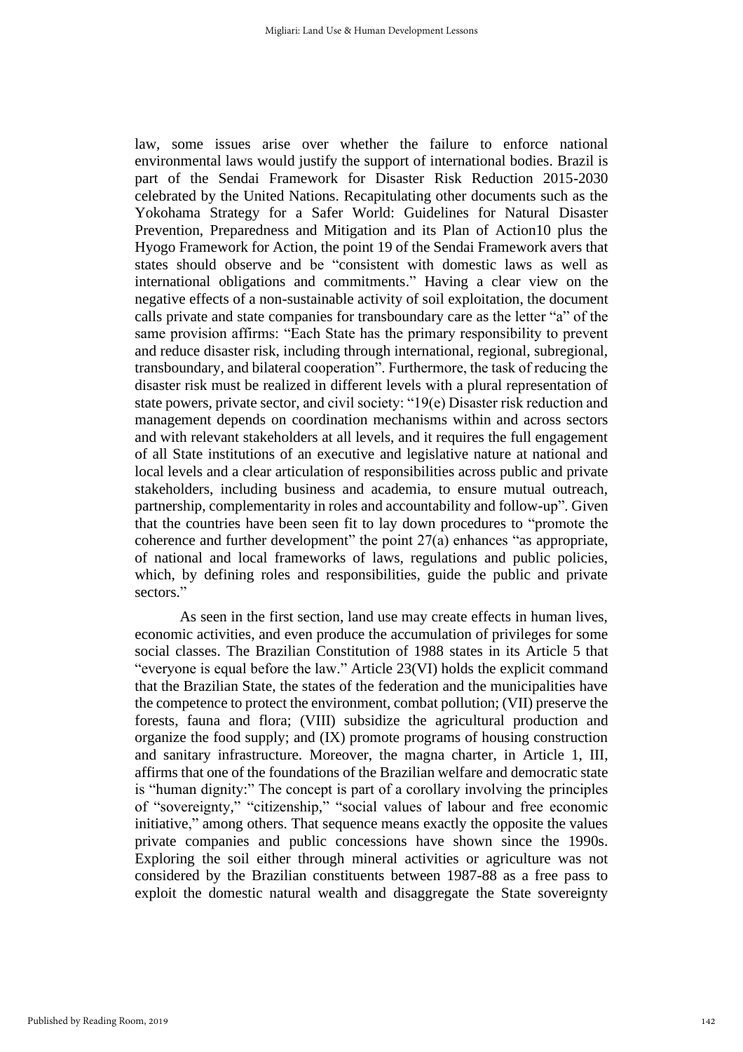law, some issues arise over whether the failure to enforce national environmental laws would justify the support of international bodies. Brazil is part of the Sendai Framework for Disaster Risk Reduction 2015-2030 celebrated by the United Nations. Recapitulating other documents such as the Yokohama Strategy for a Safer World: Guidelines for Natural Disaster Prevention, Preparedness and Mitigation and its Plan of Action10 plus the Hyogo Framework for Action, the point 19 of the Sendai Framework avers that states should observe and be "consistent with domestic laws as well as international obligations and commitments." Having a clear view on the negative effects of a non-sustainable activity of soil exploitation, the document calls private and state companies for transboundary care as the letter "a" of the same provision affirms: "Each State has the primary responsibility to prevent and reduce disaster risk, including through international, regional, subregional, transboundary, and bilateral cooperation". Furthermore, the task of reducing the disaster risk must be realized in different levels with a plural representation of state powers, private sector, and civil society: "19(e) Disaster risk reduction and management depends on coordination mechanisms within and across sectors and with relevant stakeholders at all levels, and it requires the full engagement of all State institutions of an executive and legislative nature at national and local levels and a clear articulation of responsibilities across public and private stakeholders, including business and academia, to ensure mutual outreach, partnership, complementarity in roles and accountability and follow-up". Given that the countries have been seen fit to lay down procedures to "promote the coherence and further development" the point 27(a) enhances "as appropriate, of national and local frameworks of laws, regulations and public policies, which, by defining roles and responsibilities, guide the public and private sectors."

As seen in the first section, land use may create effects in human lives, economic activities, and even produce the accumulation of privileges for some social classes. The Brazilian Constitution of 1988 states in its Article 5 that "everyone is equal before the law." Article 23(VI) holds the explicit command that the Brazilian State, the states of the federation and the municipalities have the competence to protect the environment, combat pollution; (VII) preserve the forests, fauna and flora; (VIII) subsidize the agricultural production and organize the food supply; and (IX) promote programs of housing construction and sanitary infrastructure. Moreover, the magna charter, in Article 1, III, affirms that one of the foundations of the Brazilian welfare and democratic state is "human dignity:" The concept is part of a corollary involving the principles of "sovereignty," "citizenship," "social values of labour and free economic initiative," among others. That sequence means exactly the opposite the values private companies and public concessions have shown since the 1990s. Exploring the soil either through mineral activities or agriculture was not considered by the Brazilian constituents between 1987-88 as a free pass to exploit the domestic natural wealth and disaggregate the State sovereignty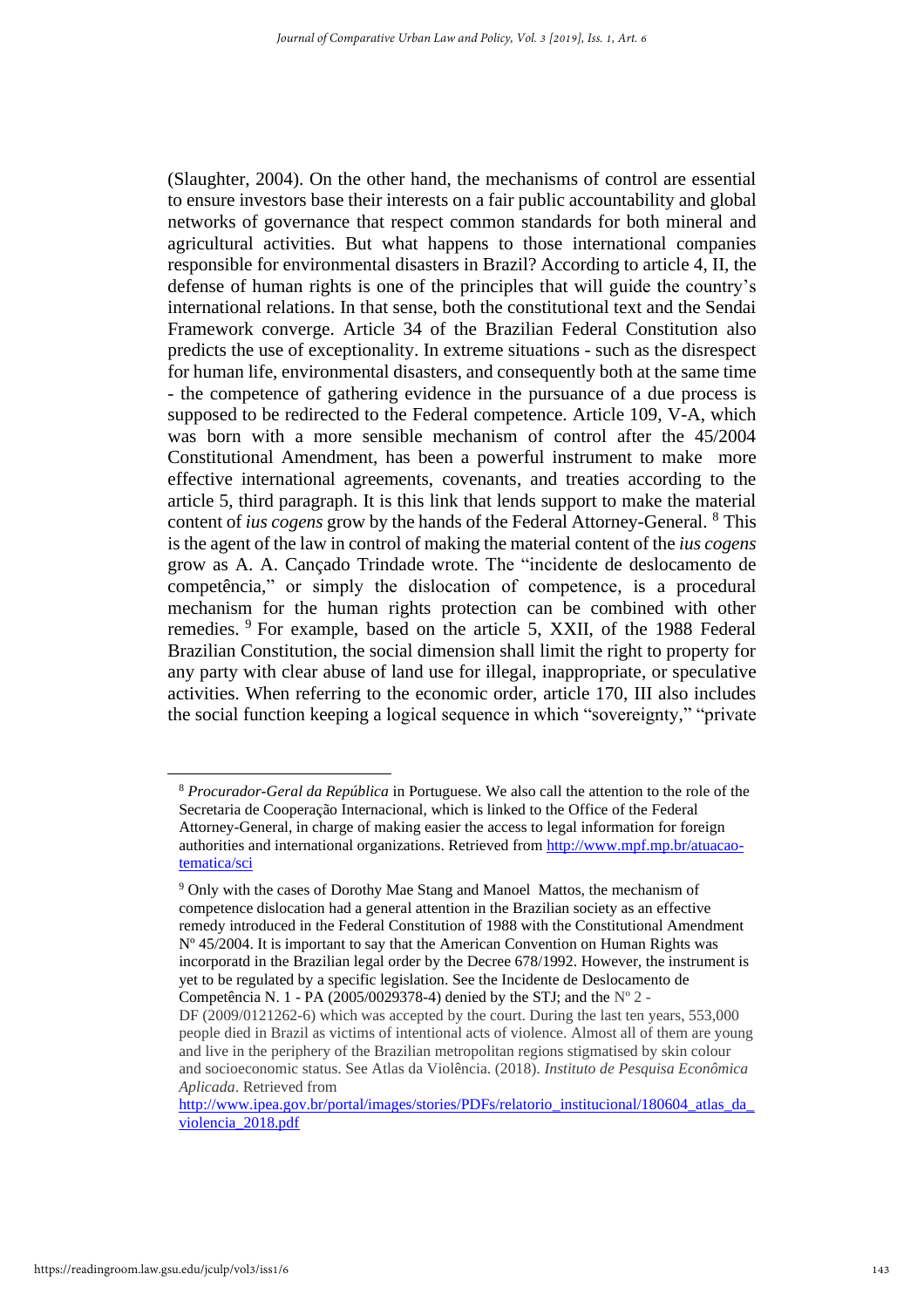(Slaughter, 2004). On the other hand, the mechanisms of control are essential to ensure investors base their interests on a fair public accountability and global networks of governance that respect common standards for both mineral and agricultural activities. But what happens to those international companies responsible for environmental disasters in Brazil? According to article 4, II, the defense of human rights is one of the principles that will guide the country's international relations. In that sense, both the constitutional text and the Sendai Framework converge. Article 34 of the Brazilian Federal Constitution also predicts the use of exceptionality. In extreme situations - such as the disrespect for human life, environmental disasters, and consequently both at the same time - the competence of gathering evidence in the pursuance of a due process is supposed to be redirected to the Federal competence. Article 109, V-A, which was born with a more sensible mechanism of control after the 45/2004 Constitutional Amendment, has been a powerful instrument to make more effective international agreements, covenants, and treaties according to the article 5, third paragraph. It is this link that lends support to make the material content of *ius cogens* grow by the hands of the Federal Attorney-General. [8] This is the agent of the law in control of making the material content of the *ius cogens* grow as A. A. Cançado Trindade wrote. The "incidente de deslocamento de competência," or simply the dislocation of competence, is a procedural mechanism for the human rights protection can be combined with other remedies. [9] For example, based on the article 5, XXII, of the 1988 Federal Brazilian Constitution, the social dimension shall limit the right to property for any party with clear abuse of land use for illegal, inappropriate, or speculative activities. When referring to the economic order, article 170, III also includes the social function keeping a logical sequence in which "sovereignty," "private

---

[8] *Procurador-Geral da República* in Portuguese. We also call the attention to the role of the Secretaria de Cooperação Internacional, which is linked to the Office of the Federal Attorney-General, in charge of making easier the access to legal information for foreign authorities and international organizations. Retrieved from http://www.mpf.mp.br/atuacao-tematica/sci

[9] Only with the cases of Dorothy Mae Stang and Manoel Mattos, the mechanism of competence dislocation had a general attention in the Brazilian society as an effective remedy introduced in the Federal Constitution of 1988 with the Constitutional Amendment Nº 45/2004. It is important to say that the American Convention on Human Rights was incorporatd in the Brazilian legal order by the Decree 678/1992. However, the instrument is yet to be regulated by a specific legislation. See the Incidente de Deslocamento de Competência N. 1 - PA (2005/0029378-4) denied by the STJ; and the Nº 2 - DF (2009/0121262-6) which was accepted by the court. During the last ten years, 553,000 people died in Brazil as victims of intentional acts of violence. Almost all of them are young and live in the periphery of the Brazilian metropolitan regions stigmatised by skin colour and socioeconomic status. See Atlas da Violência. (2018). *Instituto de Pesquisa Econômica Aplicada*. Retrieved from http://www.ipea.gov.br/portal/images/stories/PDFs/relatorio_institucional/180604_atlas_da_violencia_2018.pdf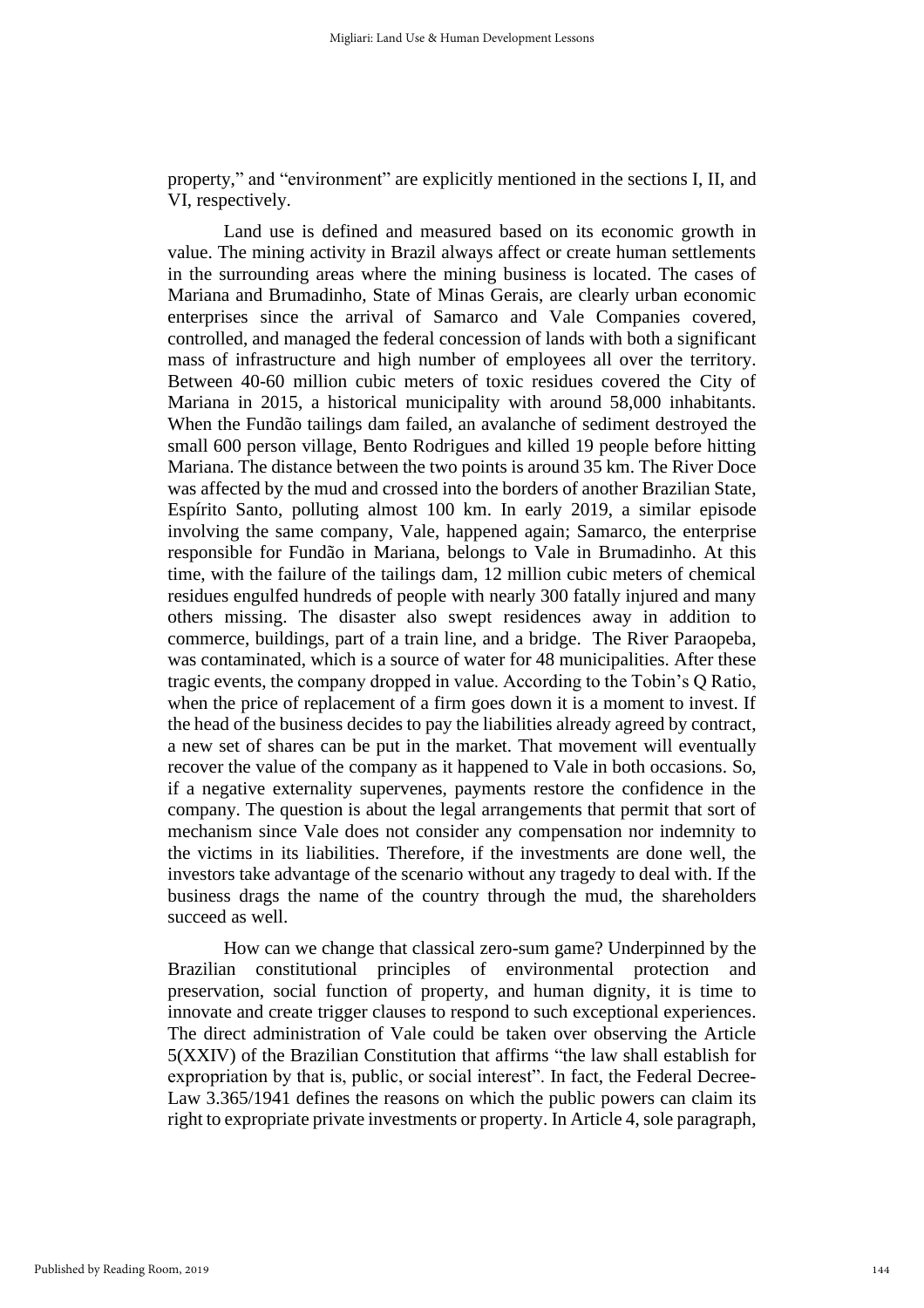property," and "environment" are explicitly mentioned in the sections I, II, and VI, respectively.

Land use is defined and measured based on its economic growth in value. The mining activity in Brazil always affect or create human settlements in the surrounding areas where the mining business is located. The cases of Mariana and Brumadinho, State of Minas Gerais, are clearly urban economic enterprises since the arrival of Samarco and Vale Companies covered, controlled, and managed the federal concession of lands with both a significant mass of infrastructure and high number of employees all over the territory. Between 40-60 million cubic meters of toxic residues covered the City of Mariana in 2015, a historical municipality with around 58,000 inhabitants. When the Fundão tailings dam failed, an avalanche of sediment destroyed the small 600 person village, Bento Rodrigues and killed 19 people before hitting Mariana. The distance between the two points is around 35 km. The River Doce was affected by the mud and crossed into the borders of another Brazilian State, Espírito Santo, polluting almost 100 km. In early 2019, a similar episode involving the same company, Vale, happened again; Samarco, the enterprise responsible for Fundão in Mariana, belongs to Vale in Brumadinho. At this time, with the failure of the tailings dam, 12 million cubic meters of chemical residues engulfed hundreds of people with nearly 300 fatally injured and many others missing. The disaster also swept residences away in addition to commerce, buildings, part of a train line, and a bridge. The River Paraopeba, was contaminated, which is a source of water for 48 municipalities. After these tragic events, the company dropped in value. According to the Tobin's Q Ratio, when the price of replacement of a firm goes down it is a moment to invest. If the head of the business decides to pay the liabilities already agreed by contract, a new set of shares can be put in the market. That movement will eventually recover the value of the company as it happened to Vale in both occasions. So, if a negative externality supervenes, payments restore the confidence in the company. The question is about the legal arrangements that permit that sort of mechanism since Vale does not consider any compensation nor indemnity to the victims in its liabilities. Therefore, if the investments are done well, the investors take advantage of the scenario without any tragedy to deal with. If the business drags the name of the country through the mud, the shareholders succeed as well.

How can we change that classical zero-sum game? Underpinned by the Brazilian constitutional principles of environmental protection and preservation, social function of property, and human dignity, it is time to innovate and create trigger clauses to respond to such exceptional experiences. The direct administration of Vale could be taken over observing the Article 5(XXIV) of the Brazilian Constitution that affirms "the law shall establish for expropriation by that is, public, or social interest". In fact, the Federal Decree-Law 3.365/1941 defines the reasons on which the public powers can claim its right to expropriate private investments or property. In Article 4, sole paragraph,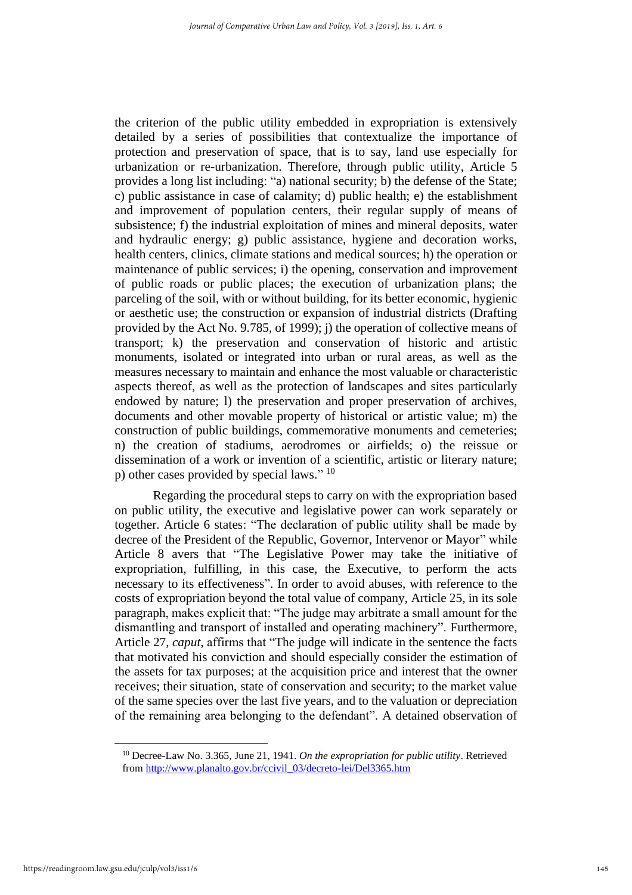the criterion of the public utility embedded in expropriation is extensively detailed by a series of possibilities that contextualize the importance of protection and preservation of space, that is to say, land use especially for urbanization or re-urbanization. Therefore, through public utility, Article 5 provides a long list including: "a) national security; b) the defense of the State; c) public assistance in case of calamity; d) public health; e) the establishment and improvement of population centers, their regular supply of means of subsistence; f) the industrial exploitation of mines and mineral deposits, water and hydraulic energy; g) public assistance, hygiene and decoration works, health centers, clinics, climate stations and medical sources; h) the operation or maintenance of public services; i) the opening, conservation and improvement of public roads or public places; the execution of urbanization plans; the parceling of the soil, with or without building, for its better economic, hygienic or aesthetic use; the construction or expansion of industrial districts (Drafting provided by the Act No. 9.785, of 1999); j) the operation of collective means of transport; k) the preservation and conservation of historic and artistic monuments, isolated or integrated into urban or rural areas, as well as the measures necessary to maintain and enhance the most valuable or characteristic aspects thereof, as well as the protection of landscapes and sites particularly endowed by nature; l) the preservation and proper preservation of archives, documents and other movable property of historical or artistic value; m) the construction of public buildings, commemorative monuments and cemeteries; n) the creation of stadiums, aerodromes or airfields; o) the reissue or dissemination of a work or invention of a scientific, artistic or literary nature; p) other cases provided by special laws." [10]

Regarding the procedural steps to carry on with the expropriation based on public utility, the executive and legislative power can work separately or together. Article 6 states: "The declaration of public utility shall be made by decree of the President of the Republic, Governor, Intervenor or Mayor" while Article 8 avers that "The Legislative Power may take the initiative of expropriation, fulfilling, in this case, the Executive, to perform the acts necessary to its effectiveness". In order to avoid abuses, with reference to the costs of expropriation beyond the total value of company, Article 25, in its sole paragraph, makes explicit that: "The judge may arbitrate a small amount for the dismantling and transport of installed and operating machinery". Furthermore, Article 27, *caput*, affirms that "The judge will indicate in the sentence the facts that motivated his conviction and should especially consider the estimation of the assets for tax purposes; at the acquisition price and interest that the owner receives; their situation, state of conservation and security; to the market value of the same species over the last five years, and to the valuation or depreciation of the remaining area belonging to the defendant". A detained observation of

[10] Decree-Law No. 3.365, June 21, 1941. *On the expropriation for public utility*. Retrieved from http://www.planalto.gov.br/ccivil_03/decreto-lei/Del3365.htm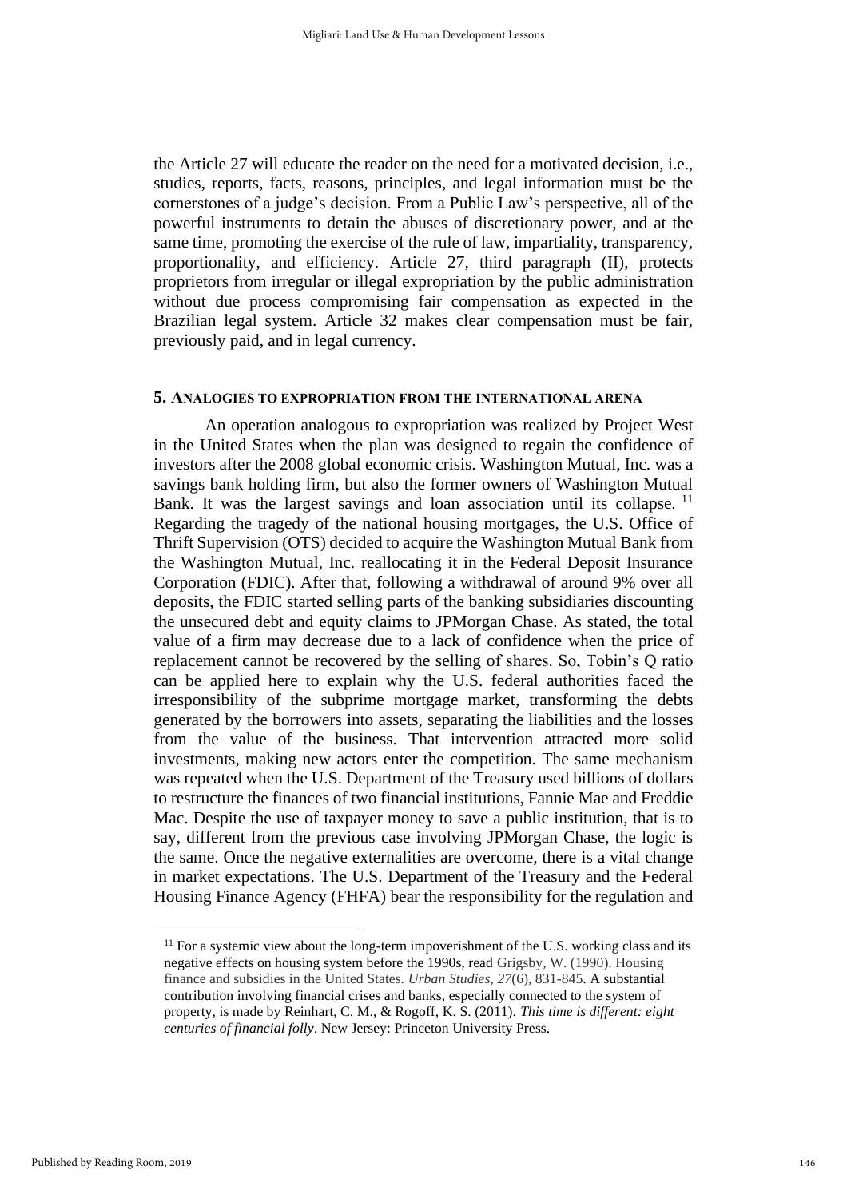the Article 27 will educate the reader on the need for a motivated decision, i.e., studies, reports, facts, reasons, principles, and legal information must be the cornerstones of a judge's decision. From a Public Law's perspective, all of the powerful instruments to detain the abuses of discretionary power, and at the same time, promoting the exercise of the rule of law, impartiality, transparency, proportionality, and efficiency. Article 27, third paragraph (II), protects proprietors from irregular or illegal expropriation by the public administration without due process compromising fair compensation as expected in the Brazilian legal system. Article 32 makes clear compensation must be fair, previously paid, and in legal currency.

## 5. Analogies to expropriation from the international arena

An operation analogous to expropriation was realized by Project West in the United States when the plan was designed to regain the confidence of investors after the 2008 global economic crisis. Washington Mutual, Inc. was a savings bank holding firm, but also the former owners of Washington Mutual Bank. It was the largest savings and loan association until its collapse. [11] Regarding the tragedy of the national housing mortgages, the U.S. Office of Thrift Supervision (OTS) decided to acquire the Washington Mutual Bank from the Washington Mutual, Inc. reallocating it in the Federal Deposit Insurance Corporation (FDIC). After that, following a withdrawal of around 9% over all deposits, the FDIC started selling parts of the banking subsidiaries discounting the unsecured debt and equity claims to JPMorgan Chase. As stated, the total value of a firm may decrease due to a lack of confidence when the price of replacement cannot be recovered by the selling of shares. So, Tobin's Q ratio can be applied here to explain why the U.S. federal authorities faced the irresponsibility of the subprime mortgage market, transforming the debts generated by the borrowers into assets, separating the liabilities and the losses from the value of the business. That intervention attracted more solid investments, making new actors enter the competition. The same mechanism was repeated when the U.S. Department of the Treasury used billions of dollars to restructure the finances of two financial institutions, Fannie Mae and Freddie Mac. Despite the use of taxpayer money to save a public institution, that is to say, different from the previous case involving JPMorgan Chase, the logic is the same. Once the negative externalities are overcome, there is a vital change in market expectations. The U.S. Department of the Treasury and the Federal Housing Finance Agency (FHFA) bear the responsibility for the regulation and

---

[11] For a systemic view about the long-term impoverishment of the U.S. working class and its negative effects on housing system before the 1990s, read Grigsby, W. (1990). Housing finance and subsidies in the United States. *Urban Studies*, *27*(6), 831-845. A substantial contribution involving financial crises and banks, especially connected to the system of property, is made by Reinhart, C. M., & Rogoff, K. S. (2011). *This time is different: eight centuries of financial folly*. New Jersey: Princeton University Press.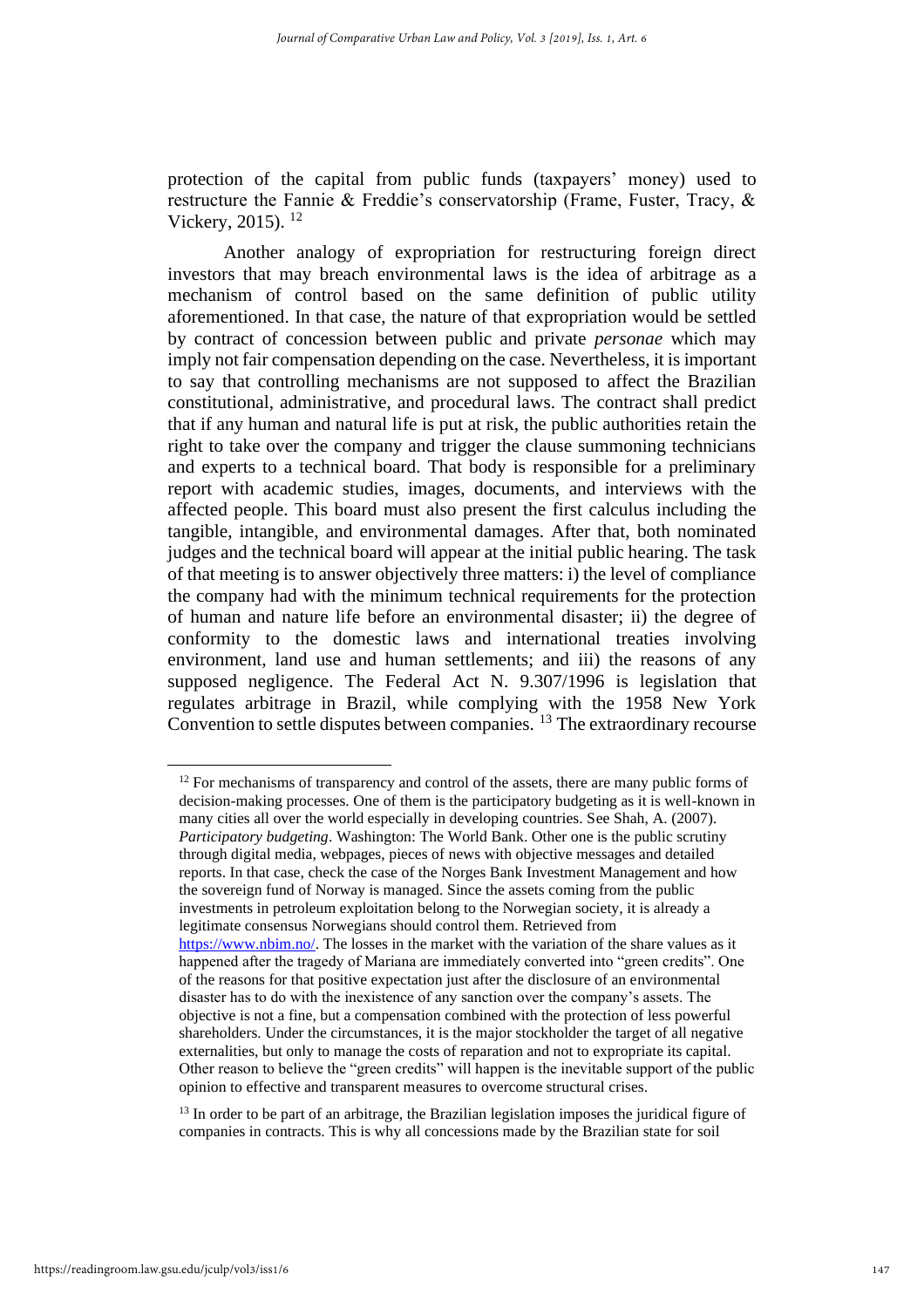protection of the capital from public funds (taxpayers' money) used to restructure the Fannie & Freddie's conservatorship (Frame, Fuster, Tracy, & Vickery, 2015). [12]

Another analogy of expropriation for restructuring foreign direct investors that may breach environmental laws is the idea of arbitrage as a mechanism of control based on the same definition of public utility aforementioned. In that case, the nature of that expropriation would be settled by contract of concession between public and private *personae* which may imply not fair compensation depending on the case. Nevertheless, it is important to say that controlling mechanisms are not supposed to affect the Brazilian constitutional, administrative, and procedural laws. The contract shall predict that if any human and natural life is put at risk, the public authorities retain the right to take over the company and trigger the clause summoning technicians and experts to a technical board. That body is responsible for a preliminary report with academic studies, images, documents, and interviews with the affected people. This board must also present the first calculus including the tangible, intangible, and environmental damages. After that, both nominated judges and the technical board will appear at the initial public hearing. The task of that meeting is to answer objectively three matters: i) the level of compliance the company had with the minimum technical requirements for the protection of human and nature life before an environmental disaster; ii) the degree of conformity to the domestic laws and international treaties involving environment, land use and human settlements; and iii) the reasons of any supposed negligence. The Federal Act N. 9.307/1996 is legislation that regulates arbitrage in Brazil, while complying with the 1958 New York Convention to settle disputes between companies. [13] The extraordinary recourse

---

[12] For mechanisms of transparency and control of the assets, there are many public forms of decision-making processes. One of them is the participatory budgeting as it is well-known in many cities all over the world especially in developing countries. See Shah, A. (2007). *Participatory budgeting*. Washington: The World Bank. Other one is the public scrutiny through digital media, webpages, pieces of news with objective messages and detailed reports. In that case, check the case of the Norges Bank Investment Management and how the sovereign fund of Norway is managed. Since the assets coming from the public investments in petroleum exploitation belong to the Norwegian society, it is already a legitimate consensus Norwegians should control them. Retrieved from https://www.nbim.no/. The losses in the market with the variation of the share values as it happened after the tragedy of Mariana are immediately converted into "green credits". One of the reasons for that positive expectation just after the disclosure of an environmental disaster has to do with the inexistence of any sanction over the company's assets. The objective is not a fine, but a compensation combined with the protection of less powerful shareholders. Under the circumstances, it is the major stockholder the target of all negative externalities, but only to manage the costs of reparation and not to expropriate its capital. Other reason to believe the "green credits" will happen is the inevitable support of the public opinion to effective and transparent measures to overcome structural crises.

[13] In order to be part of an arbitrage, the Brazilian legislation imposes the juridical figure of companies in contracts. This is why all concessions made by the Brazilian state for soil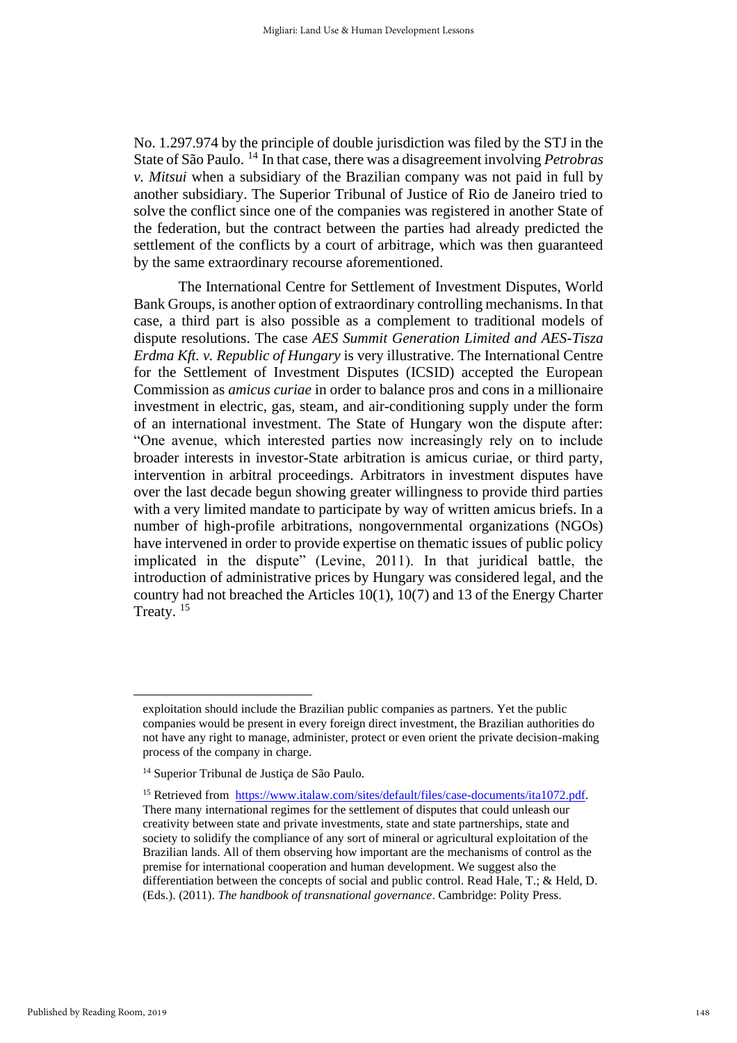No. 1.297.974 by the principle of double jurisdiction was filed by the STJ in the State of São Paulo.[14] In that case, there was a disagreement involving *Petrobras v. Mitsui* when a subsidiary of the Brazilian company was not paid in full by another subsidiary. The Superior Tribunal of Justice of Rio de Janeiro tried to solve the conflict since one of the companies was registered in another State of the federation, but the contract between the parties had already predicted the settlement of the conflicts by a court of arbitrage, which was then guaranteed by the same extraordinary recourse aforementioned.

The International Centre for Settlement of Investment Disputes, World Bank Groups, is another option of extraordinary controlling mechanisms. In that case, a third part is also possible as a complement to traditional models of dispute resolutions. The case *AES Summit Generation Limited and AES-Tisza Erdma Kft. v. Republic of Hungary* is very illustrative. The International Centre for the Settlement of Investment Disputes (ICSID) accepted the European Commission as *amicus curiae* in order to balance pros and cons in a millionaire investment in electric, gas, steam, and air-conditioning supply under the form of an international investment. The State of Hungary won the dispute after: "One avenue, which interested parties now increasingly rely on to include broader interests in investor-State arbitration is amicus curiae, or third party, intervention in arbitral proceedings. Arbitrators in investment disputes have over the last decade begun showing greater willingness to provide third parties with a very limited mandate to participate by way of written amicus briefs. In a number of high-profile arbitrations, nongovernmental organizations (NGOs) have intervened in order to provide expertise on thematic issues of public policy implicated in the dispute" (Levine, 2011). In that juridical battle, the introduction of administrative prices by Hungary was considered legal, and the country had not breached the Articles 10(1), 10(7) and 13 of the Energy Charter Treaty.[15]

---

exploitation should include the Brazilian public companies as partners. Yet the public companies would be present in every foreign direct investment, the Brazilian authorities do not have any right to manage, administer, protect or even orient the private decision-making process of the company in charge.

[14] Superior Tribunal de Justiça de São Paulo.

[15] Retrieved from https://www.italaw.com/sites/default/files/case-documents/ita1072.pdf. There many international regimes for the settlement of disputes that could unleash our creativity between state and private investments, state and state partnerships, state and society to solidify the compliance of any sort of mineral or agricultural exploitation of the Brazilian lands. All of them observing how important are the mechanisms of control as the premise for international cooperation and human development. We suggest also the differentiation between the concepts of social and public control. Read Hale, T.; & Held, D. (Eds.). (2011). *The handbook of transnational governance*. Cambridge: Polity Press.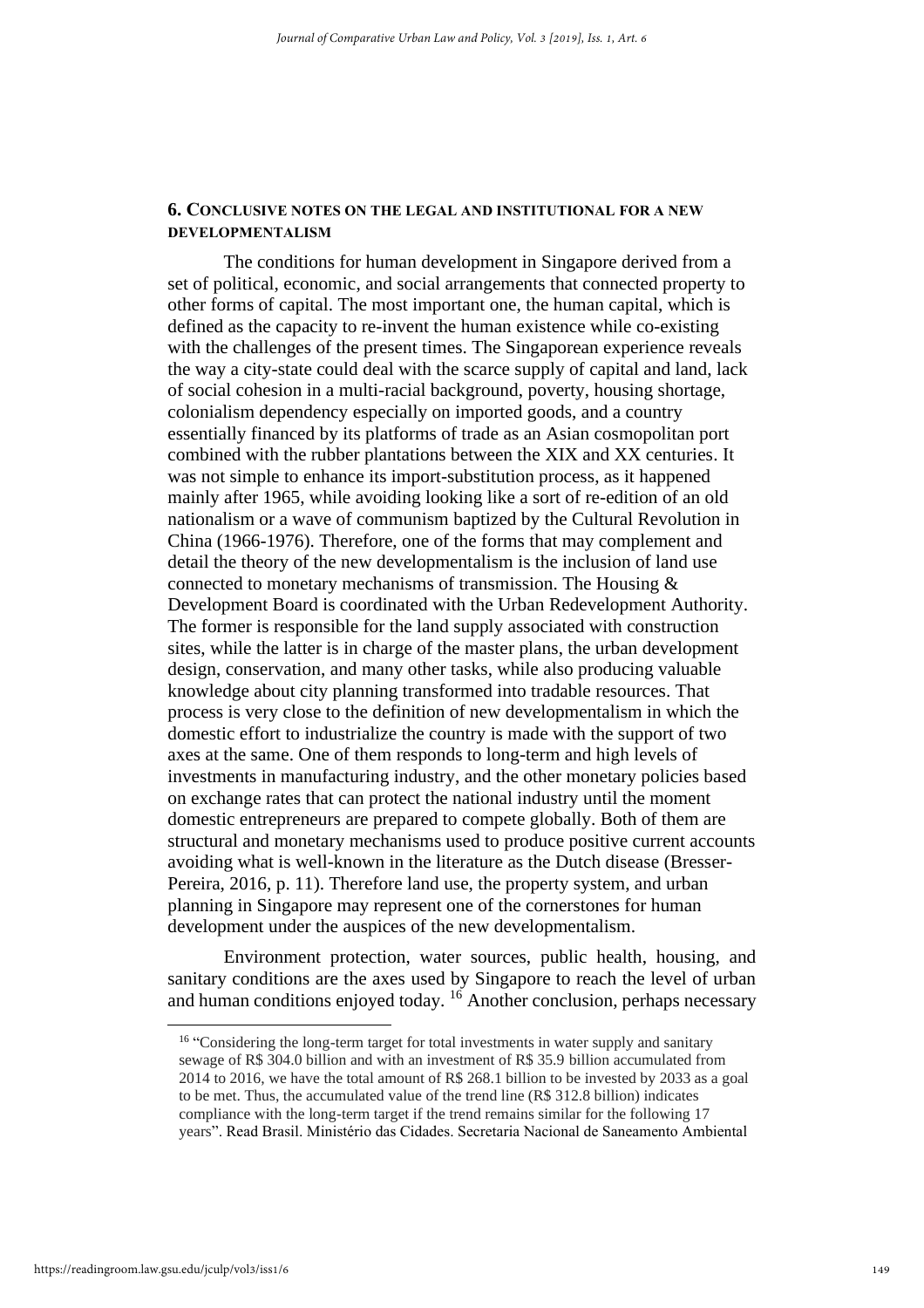## 6. CONCLUSIVE NOTES ON THE LEGAL AND INSTITUTIONAL FOR A NEW DEVELOPMENTALISM

The conditions for human development in Singapore derived from a set of political, economic, and social arrangements that connected property to other forms of capital. The most important one, the human capital, which is defined as the capacity to re-invent the human existence while co-existing with the challenges of the present times. The Singaporean experience reveals the way a city-state could deal with the scarce supply of capital and land, lack of social cohesion in a multi-racial background, poverty, housing shortage, colonialism dependency especially on imported goods, and a country essentially financed by its platforms of trade as an Asian cosmopolitan port combined with the rubber plantations between the XIX and XX centuries. It was not simple to enhance its import-substitution process, as it happened mainly after 1965, while avoiding looking like a sort of re-edition of an old nationalism or a wave of communism baptized by the Cultural Revolution in China (1966-1976). Therefore, one of the forms that may complement and detail the theory of the new developmentalism is the inclusion of land use connected to monetary mechanisms of transmission. The Housing & Development Board is coordinated with the Urban Redevelopment Authority. The former is responsible for the land supply associated with construction sites, while the latter is in charge of the master plans, the urban development design, conservation, and many other tasks, while also producing valuable knowledge about city planning transformed into tradable resources. That process is very close to the definition of new developmentalism in which the domestic effort to industrialize the country is made with the support of two axes at the same. One of them responds to long-term and high levels of investments in manufacturing industry, and the other monetary policies based on exchange rates that can protect the national industry until the moment domestic entrepreneurs are prepared to compete globally. Both of them are structural and monetary mechanisms used to produce positive current accounts avoiding what is well-known in the literature as the Dutch disease (Bresser-Pereira, 2016, p. 11). Therefore land use, the property system, and urban planning in Singapore may represent one of the cornerstones for human development under the auspices of the new developmentalism.

Environment protection, water sources, public health, housing, and sanitary conditions are the axes used by Singapore to reach the level of urban and human conditions enjoyed today. [16] Another conclusion, perhaps necessary

---

[16] "Considering the long-term target for total investments in water supply and sanitary sewage of R$ 304.0 billion and with an investment of R$ 35.9 billion accumulated from 2014 to 2016, we have the total amount of R$ 268.1 billion to be invested by 2033 as a goal to be met. Thus, the accumulated value of the trend line (R$ 312.8 billion) indicates compliance with the long-term target if the trend remains similar for the following 17 years". Read Brasil. Ministério das Cidades. Secretaria Nacional de Saneamento Ambiental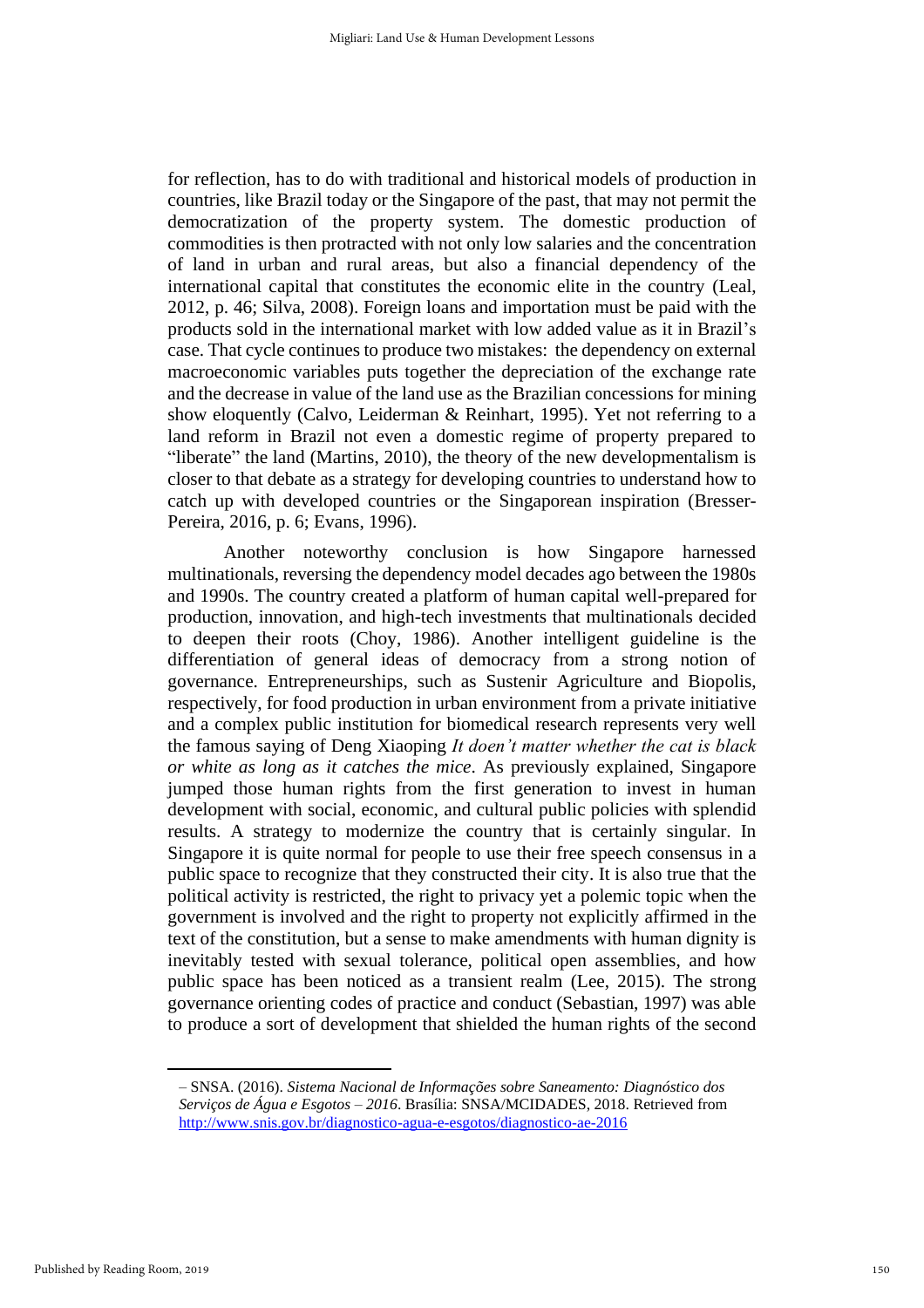for reflection, has to do with traditional and historical models of production in countries, like Brazil today or the Singapore of the past, that may not permit the democratization of the property system. The domestic production of commodities is then protracted with not only low salaries and the concentration of land in urban and rural areas, but also a financial dependency of the international capital that constitutes the economic elite in the country (Leal, 2012, p. 46; Silva, 2008). Foreign loans and importation must be paid with the products sold in the international market with low added value as it in Brazil's case. That cycle continues to produce two mistakes: the dependency on external macroeconomic variables puts together the depreciation of the exchange rate and the decrease in value of the land use as the Brazilian concessions for mining show eloquently (Calvo, Leiderman & Reinhart, 1995). Yet not referring to a land reform in Brazil not even a domestic regime of property prepared to "liberate" the land (Martins, 2010), the theory of the new developmentalism is closer to that debate as a strategy for developing countries to understand how to catch up with developed countries or the Singaporean inspiration (Bresser-Pereira, 2016, p. 6; Evans, 1996).

Another noteworthy conclusion is how Singapore harnessed multinationals, reversing the dependency model decades ago between the 1980s and 1990s. The country created a platform of human capital well-prepared for production, innovation, and high-tech investments that multinationals decided to deepen their roots (Choy, 1986). Another intelligent guideline is the differentiation of general ideas of democracy from a strong notion of governance. Entrepreneurships, such as Sustenir Agriculture and Biopolis, respectively, for food production in urban environment from a private initiative and a complex public institution for biomedical research represents very well the famous saying of Deng Xiaoping *It doen't matter whether the cat is black or white as long as it catches the mice*. As previously explained, Singapore jumped those human rights from the first generation to invest in human development with social, economic, and cultural public policies with splendid results. A strategy to modernize the country that is certainly singular. In Singapore it is quite normal for people to use their free speech consensus in a public space to recognize that they constructed their city. It is also true that the political activity is restricted, the right to privacy yet a polemic topic when the government is involved and the right to property not explicitly affirmed in the text of the constitution, but a sense to make amendments with human dignity is inevitably tested with sexual tolerance, political open assemblies, and how public space has been noticed as a transient realm (Lee, 2015). The strong governance orienting codes of practice and conduct (Sebastian, 1997) was able to produce a sort of development that shielded the human rights of the second

---

– SNSA. (2016). *Sistema Nacional de Informações sobre Saneamento: Diagnóstico dos Serviços de Água e Esgotos – 2016*. Brasília: SNSA/MCIDADES, 2018. Retrieved from http://www.snis.gov.br/diagnostico-agua-e-esgotos/diagnostico-ae-2016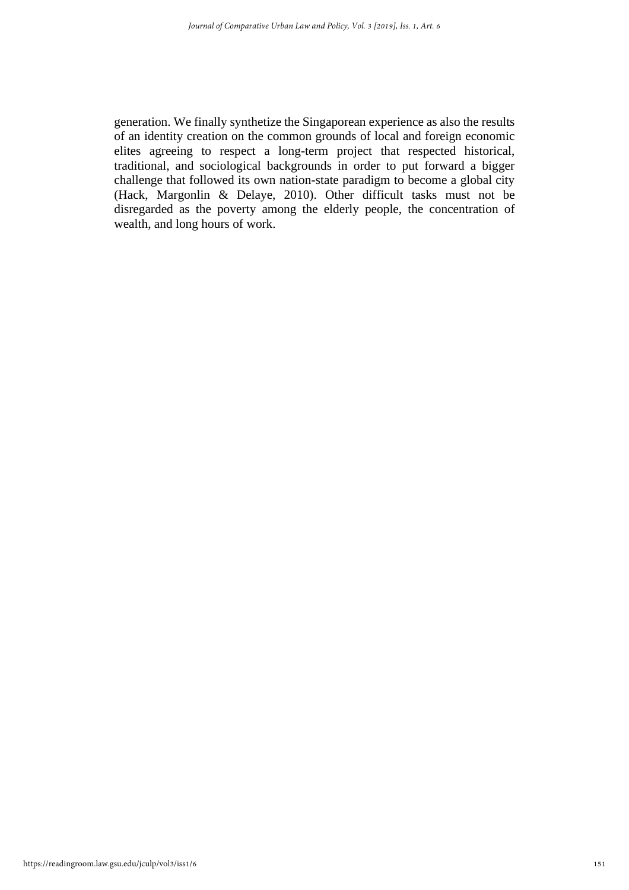generation. We finally synthetize the Singaporean experience as also the results of an identity creation on the common grounds of local and foreign economic elites agreeing to respect a long-term project that respected historical, traditional, and sociological backgrounds in order to put forward a bigger challenge that followed its own nation-state paradigm to become a global city (Hack, Margonlin & Delaye, 2010). Other difficult tasks must not be disregarded as the poverty among the elderly people, the concentration of wealth, and long hours of work.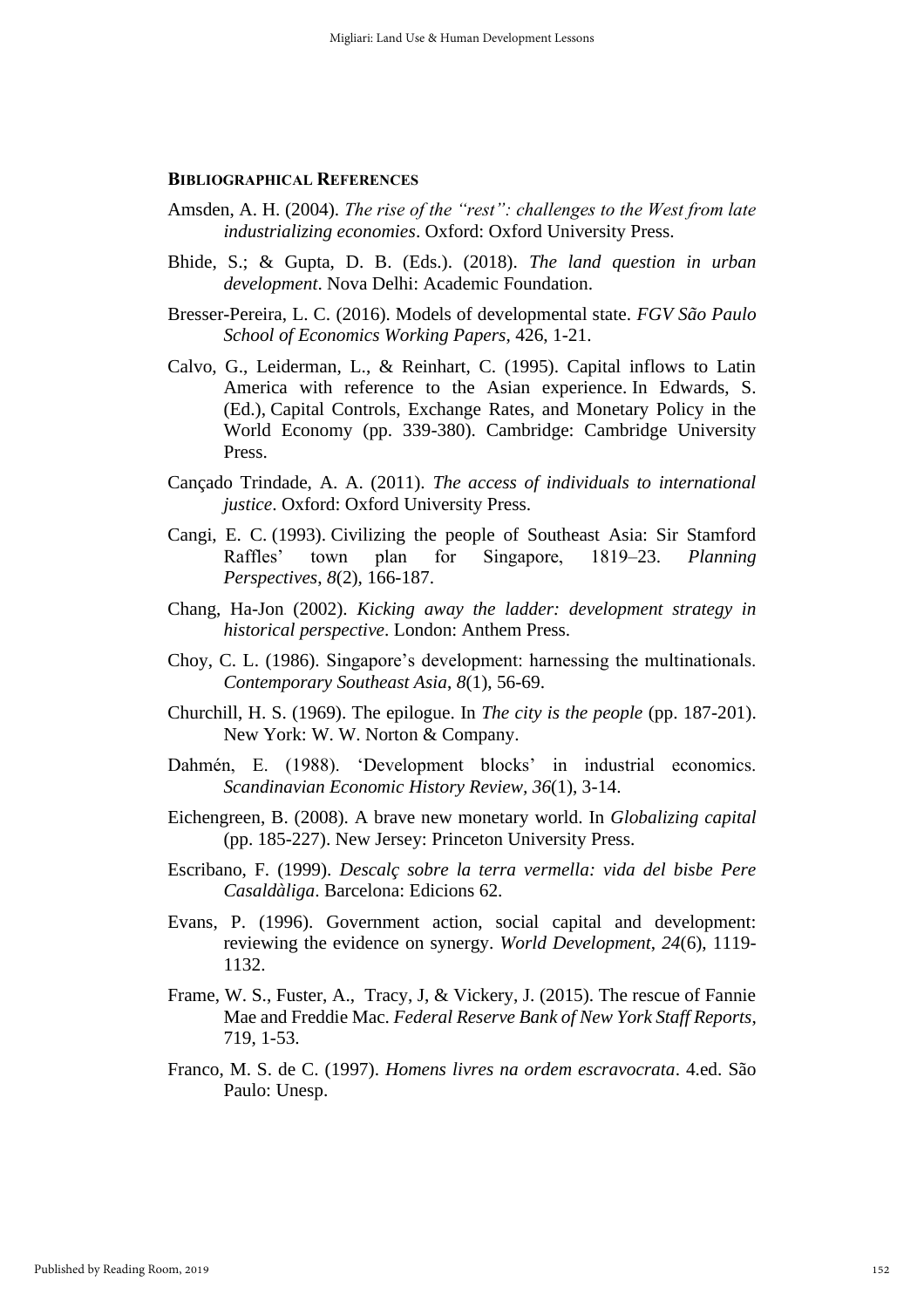## Bibliographical References

Amsden, A. H. (2004). *The rise of the "rest": challenges to the West from late industrializing economies*. Oxford: Oxford University Press.

Bhide, S.; & Gupta, D. B. (Eds.). (2018). *The land question in urban development*. Nova Delhi: Academic Foundation.

Bresser-Pereira, L. C. (2016). Models of developmental state. *FGV São Paulo School of Economics Working Papers*, 426, 1-21.

Calvo, G., Leiderman, L., & Reinhart, C. (1995). Capital inflows to Latin America with reference to the Asian experience. In Edwards, S. (Ed.), Capital Controls, Exchange Rates, and Monetary Policy in the World Economy (pp. 339-380). Cambridge: Cambridge University Press.

Cançado Trindade, A. A. (2011). *The access of individuals to international justice*. Oxford: Oxford University Press.

Cangi, E. C. (1993). Civilizing the people of Southeast Asia: Sir Stamford Raffles' town plan for Singapore, 1819–23. *Planning Perspectives*, *8*(2), 166-187.

Chang, Ha-Jon (2002). *Kicking away the ladder: development strategy in historical perspective*. London: Anthem Press.

Choy, C. L. (1986). Singapore's development: harnessing the multinationals. *Contemporary Southeast Asia*, *8*(1), 56-69.

Churchill, H. S. (1969). The epilogue. In *The city is the people* (pp. 187-201). New York: W. W. Norton & Company.

Dahmén, E. (1988). 'Development blocks' in industrial economics. *Scandinavian Economic History Review*, *36*(1), 3-14.

Eichengreen, B. (2008). A brave new monetary world. In *Globalizing capital* (pp. 185-227). New Jersey: Princeton University Press.

Escribano, F. (1999). *Descalç sobre la terra vermella: vida del bisbe Pere Casaldàliga*. Barcelona: Edicions 62.

Evans, P. (1996). Government action, social capital and development: reviewing the evidence on synergy. *World Development*, *24*(6), 1119-1132.

Frame, W. S., Fuster, A., Tracy, J, & Vickery, J. (2015). The rescue of Fannie Mae and Freddie Mac. *Federal Reserve Bank of New York Staff Reports*, 719, 1-53.

Franco, M. S. de C. (1997). *Homens livres na ordem escravocrata*. 4.ed. São Paulo: Unesp.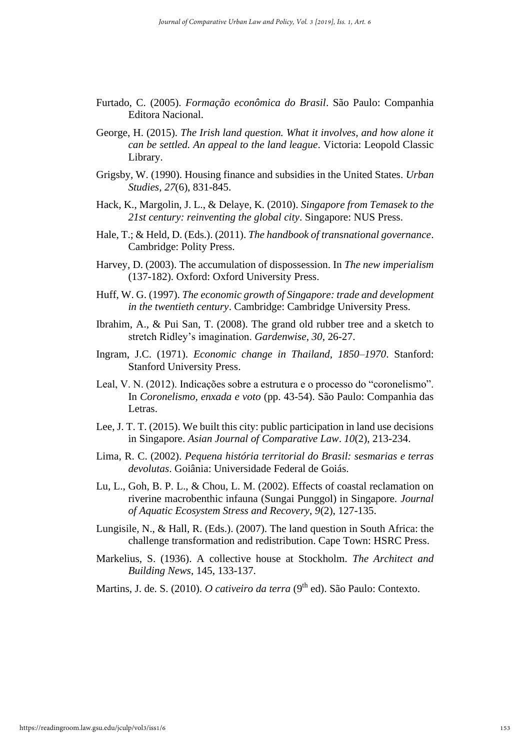Furtado, C. (2005). *Formação econômica do Brasil*. São Paulo: Companhia Editora Nacional.

George, H. (2015). *The Irish land question. What it involves, and how alone it can be settled. An appeal to the land league*. Victoria: Leopold Classic Library.

Grigsby, W. (1990). Housing finance and subsidies in the United States. *Urban Studies*, *27*(6), 831-845.

Hack, K., Margolin, J. L., & Delaye, K. (2010). *Singapore from Temasek to the 21st century: reinventing the global city*. Singapore: NUS Press.

Hale, T.; & Held, D. (Eds.). (2011). *The handbook of transnational governance*. Cambridge: Polity Press.

Harvey, D. (2003). The accumulation of dispossession. In *The new imperialism* (137-182). Oxford: Oxford University Press.

Huff, W. G. (1997). *The economic growth of Singapore: trade and development in the twentieth century*. Cambridge: Cambridge University Press.

Ibrahim, A., & Pui San, T. (2008). The grand old rubber tree and a sketch to stretch Ridley's imagination. *Gardenwise*, *30*, 26-27.

Ingram, J.C. (1971). *Economic change in Thailand, 1850–1970*. Stanford: Stanford University Press.

Leal, V. N. (2012). Indicações sobre a estrutura e o processo do "coronelismo". In *Coronelismo, enxada e voto* (pp. 43-54). São Paulo: Companhia das Letras.

Lee, J. T. T. (2015). We built this city: public participation in land use decisions in Singapore. *Asian Journal of Comparative Law*. *10*(2), 213-234.

Lima, R. C. (2002). *Pequena história territorial do Brasil: sesmarias e terras devolutas*. Goiânia: Universidade Federal de Goiás.

Lu, L., Goh, B. P. L., & Chou, L. M. (2002). Effects of coastal reclamation on riverine macrobenthic infauna (Sungai Punggol) in Singapore. *Journal of Aquatic Ecosystem Stress and Recovery*, *9*(2), 127-135.

Lungisile, N., & Hall, R. (Eds.). (2007). The land question in South Africa: the challenge transformation and redistribution. Cape Town: HSRC Press.

Markelius, S. (1936). A collective house at Stockholm. *The Architect and Building News*, 145, 133-137.

Martins, J. de. S. (2010). *O cativeiro da terra* (9th ed). São Paulo: Contexto.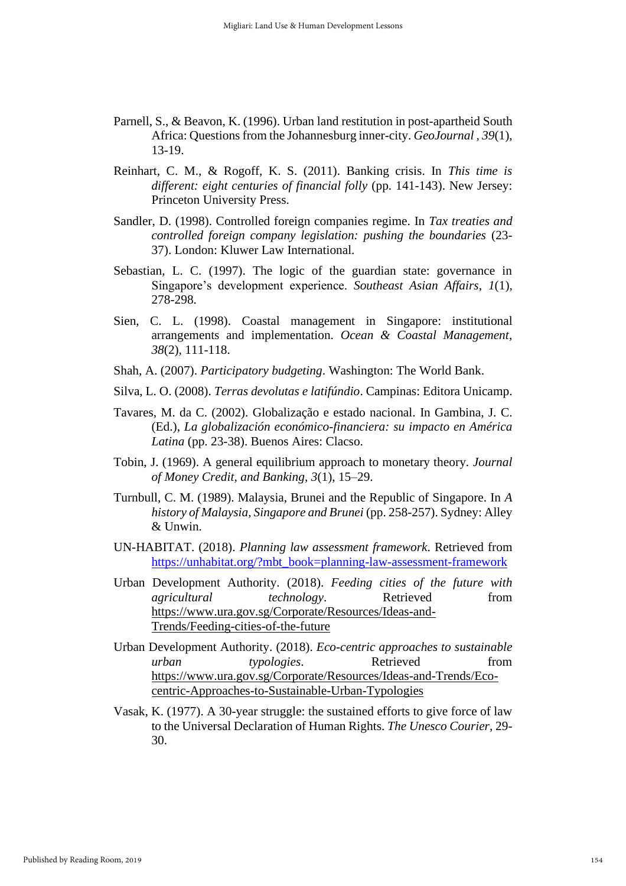Parnell, S., & Beavon, K. (1996). Urban land restitution in post-apartheid South Africa: Questions from the Johannesburg inner-city. *GeoJournal , 39*(1), 13-19.

Reinhart, C. M., & Rogoff, K. S. (2011). Banking crisis. In *This time is different: eight centuries of financial folly* (pp. 141-143). New Jersey: Princeton University Press.

Sandler, D. (1998). Controlled foreign companies regime. In *Tax treaties and controlled foreign company legislation: pushing the boundaries* (23-37). London: Kluwer Law International.

Sebastian, L. C. (1997). The logic of the guardian state: governance in Singapore's development experience. *Southeast Asian Affairs*, *1*(1), 278-298.

Sien, C. L. (1998). Coastal management in Singapore: institutional arrangements and implementation. *Ocean & Coastal Management*, *38*(2), 111-118.

Shah, A. (2007). *Participatory budgeting*. Washington: The World Bank.

Silva, L. O. (2008). *Terras devolutas e latifúndio*. Campinas: Editora Unicamp.

Tavares, M. da C. (2002). Globalização e estado nacional. In Gambina, J. C. (Ed.), *La globalización económico-financiera: su impacto en América Latina* (pp. 23-38). Buenos Aires: Clacso.

Tobin, J. (1969). A general equilibrium approach to monetary theory. *Journal of Money Credit, and Banking*, *3*(1), 15–29.

Turnbull, C. M. (1989). Malaysia, Brunei and the Republic of Singapore. In *A history of Malaysia, Singapore and Brunei* (pp. 258-257). Sydney: Alley & Unwin.

UN-HABITAT. (2018). *Planning law assessment framework*. Retrieved from https://unhabitat.org/?mbt_book=planning-law-assessment-framework

Urban Development Authority. (2018). *Feeding cities of the future with agricultural technology*. Retrieved from https://www.ura.gov.sg/Corporate/Resources/Ideas-and-Trends/Feeding-cities-of-the-future

Urban Development Authority. (2018). *Eco-centric approaches to sustainable urban typologies*. Retrieved from https://www.ura.gov.sg/Corporate/Resources/Ideas-and-Trends/Eco-centric-Approaches-to-Sustainable-Urban-Typologies

Vasak, K. (1977). A 30-year struggle: the sustained efforts to give force of law to the Universal Declaration of Human Rights. *The Unesco Courier*, 29-30.